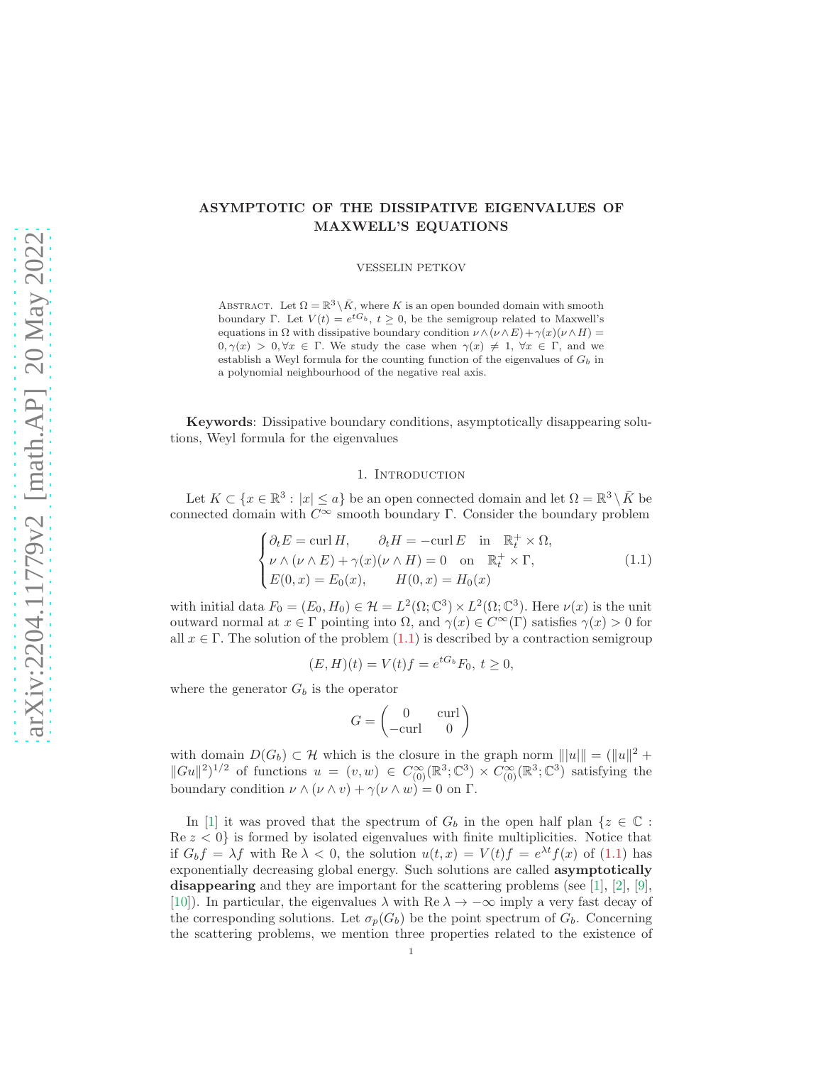# ASYMPTOTIC OF THE DISSIPATIVE EIGENVALUES OF MAXWELL'S EQUATIONS

VESSELIN PETKOV

Abstract. Let $\Omega = \mathbb{R}^3 \setminus \bar{K}$, where $K$ is an open bounded domain with smooth boundary $\Gamma$. Let $V(t) = e^{tG_b}$, $t \geq 0$, be the semigroup related to Maxwell's equations in $\Omega$ with dissipative boundary condition $\nu \wedge (\nu \wedge E) + \gamma(x)(\nu \wedge H) = 0, \gamma(x) > 0, \forall x \in \Gamma$. We study the case when $\gamma(x) \neq 1$, $\forall x \in \Gamma$, and we establish a Weyl formula for the counting function of the eigenvalues of $G_b$ in a polynomial neighbourhood of the negative real axis.

**Keywords**: Dissipative boundary conditions, asymptotically disappearing solutions, Weyl formula for the eigenvalues

## 1. Introduction

Let $K \subset \{x \in \mathbb{R}^3 : |x| \leq a\}$ be an open connected domain and let $\Omega = \mathbb{R}^3 \setminus \bar{K}$ be connected domain with $C^\infty$ smooth boundary $\Gamma$. Consider the boundary problem

$$
\begin{cases}
\partial_t E = \operatorname{curl} H, \qquad \partial_t H = -\operatorname{curl} E \quad \text{in} \quad \mathbb{R}_t^+ \times \Omega, \\
\nu \wedge (\nu \wedge E) + \gamma(x)(\nu \wedge H) = 0 \quad \text{on} \quad \mathbb{R}_t^+ \times \Gamma, \\
E(0, x) = E_0(x), \qquad H(0, x) = H_0(x)
\end{cases}
\tag{1.1}
$$

with initial data $F_0 = (E_0, H_0) \in \mathcal{H} = L^2(\Omega; \mathbb{C}^3) \times L^2(\Omega; \mathbb{C}^3)$. Here $\nu(x)$ is the unit outward normal at $x \in \Gamma$ pointing into $\Omega$, and $\gamma(x) \in C^\infty(\Gamma)$ satisfies $\gamma(x) > 0$ for all $x \in \Gamma$. The solution of the problem (1.1) is described by a contraction semigroup

$$(E, H)(t) = V(t)f = e^{tG_b}F_0, \; t \geq 0,$$

where the generator $G_b$ is the operator

$$G = \begin{pmatrix} 0 & \operatorname{curl} \\ -\operatorname{curl} & 0 \end{pmatrix}$$

with domain $D(G_b) \subset \mathcal{H}$ which is the closure in the graph norm $|||u||| = (\|u\|^2 + \|Gu\|^2)^{1/2}$ of functions $u = (v, w) \in C_{(0)}^\infty(\mathbb{R}^3; \mathbb{C}^3) \times C_{(0)}^\infty(\mathbb{R}^3; \mathbb{C}^3)$ satisfying the boundary condition $\nu \wedge (\nu \wedge v) + \gamma(\nu \wedge w) = 0$ on $\Gamma$.

In [1] it was proved that the spectrum of $G_b$ in the open half plan $\{z \in \mathbb{C} : \operatorname{Re} z < 0\}$ is formed by isolated eigenvalues with finite multiplicities. Notice that if $G_b f = \lambda f$ with $\operatorname{Re} \lambda < 0$, the solution $u(t, x) = V(t)f = e^{\lambda t} f(x)$ of (1.1) has exponentially decreasing global energy. Such solutions are called **asymptotically disappearing** and they are important for the scattering problems (see [1], [2], [9], [10]). In particular, the eigenvalues $\lambda$ with $\operatorname{Re} \lambda \to -\infty$ imply a very fast decay of the corresponding solutions. Let $\sigma_p(G_b)$ be the point spectrum of $G_b$. Concerning the scattering problems, we mention three properties related to the existence of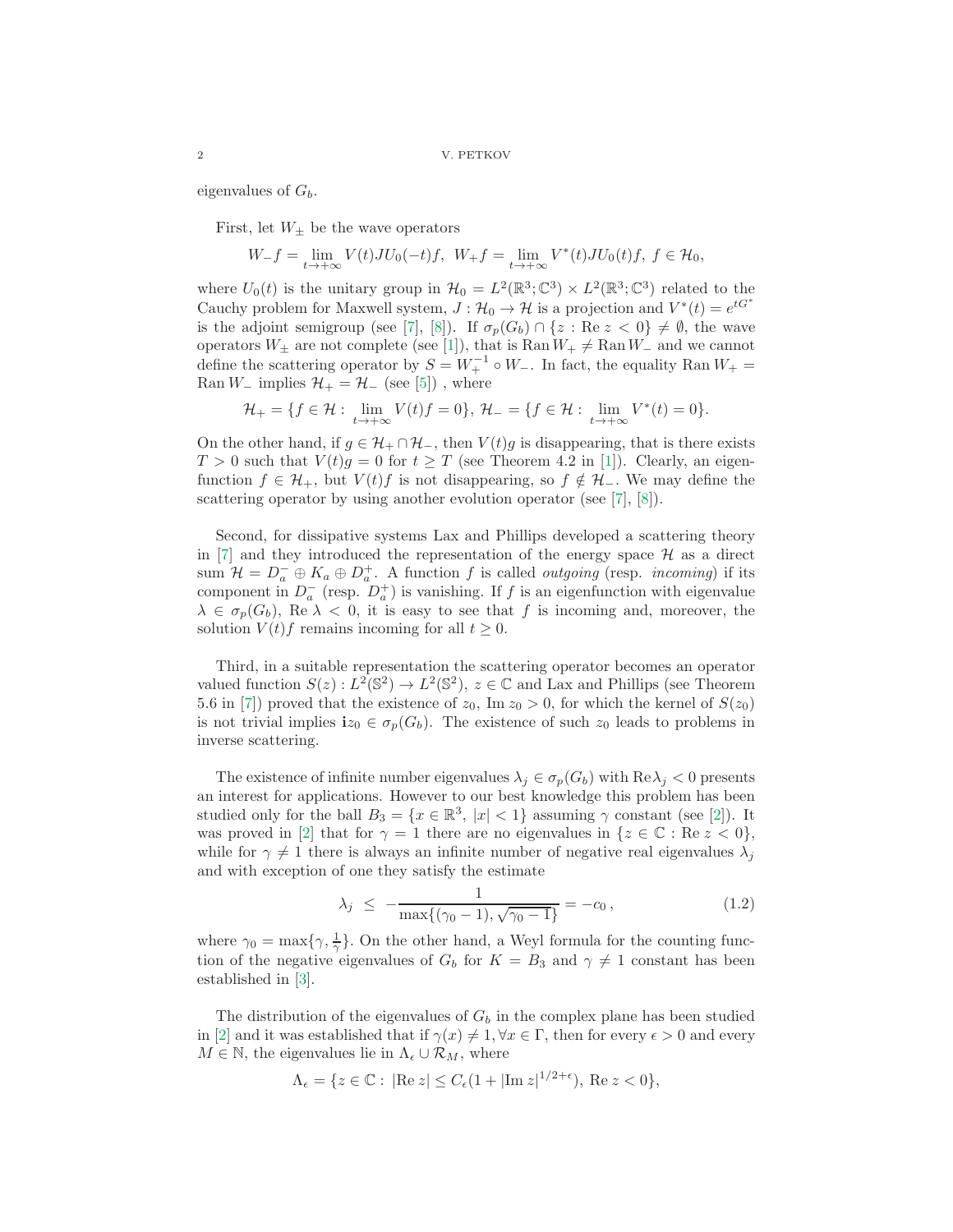eigenvalues of $G_b$.

First, let $W_\pm$ be the wave operators

$$W_- f = \lim_{t\to+\infty} V(t)JU_0(-t)f, \;\; W_+ f = \lim_{t\to+\infty} V^*(t)JU_0(t)f, \; f \in \mathcal{H}_0,$$

where $U_0(t)$ is the unitary group in $\mathcal{H}_0 = L^2(\mathbb{R}^3; \mathbb{C}^3) \times L^2(\mathbb{R}^3; \mathbb{C}^3)$ related to the Cauchy problem for Maxwell system, $J : \mathcal{H}_0 \to \mathcal{H}$ is a projection and $V^*(t) = e^{tG^*}$ is the adjoint semigroup (see [7], [8]). If $\sigma_p(G_b) \cap \{z : \mathrm{Re}\, z < 0\} \neq \emptyset$, the wave operators $W_\pm$ are not complete (see [1]), that is $\mathrm{Ran}\, W_+ \neq \mathrm{Ran}\, W_-$ and we cannot define the scattering operator by $S = W_+^{-1} \circ W_-$. In fact, the equality $\mathrm{Ran}\, W_+ = \mathrm{Ran}\, W_-$ implies $\mathcal{H}_+ = \mathcal{H}_-$ (see [5]) , where

$$\mathcal{H}_+ = \{f \in \mathcal{H} : \lim_{t\to+\infty} V(t)f = 0\}, \; \mathcal{H}_- = \{f \in \mathcal{H} : \lim_{t\to+\infty} V^*(t) = 0\}.$$

On the other hand, if $g \in \mathcal{H}_+ \cap \mathcal{H}_-$, then $V(t)g$ is disappearing, that is there exists $T > 0$ such that $V(t)g = 0$ for $t \geq T$ (see Theorem 4.2 in [1]). Clearly, an eigenfunction $f \in \mathcal{H}_+$, but $V(t)f$ is not disappearing, so $f \notin \mathcal{H}_-$. We may define the scattering operator by using another evolution operator (see [7], [8]).

Second, for dissipative systems Lax and Phillips developed a scattering theory in [7] and they introduced the representation of the energy space $\mathcal{H}$ as a direct sum $\mathcal{H} = D_a^- \oplus K_a \oplus D_a^+$. A function $f$ is called *outgoing* (resp. *incoming*) if its component in $D_a^-$ (resp. $D_a^+$) is vanishing. If $f$ is an eigenfunction with eigenvalue $\lambda \in \sigma_p(G_b)$, $\mathrm{Re}\, \lambda < 0$, it is easy to see that $f$ is incoming and, moreover, the solution $V(t)f$ remains incoming for all $t \geq 0$.

Third, in a suitable representation the scattering operator becomes an operator valued function $S(z) : L^2(\mathbb{S}^2) \to L^2(\mathbb{S}^2)$, $z \in \mathbb{C}$ and Lax and Phillips (see Theorem 5.6 in [7]) proved that the existence of $z_0$, $\mathrm{Im}\, z_0 > 0$, for which the kernel of $S(z_0)$ is not trivial implies $\mathbf{i}z_0 \in \sigma_p(G_b)$. The existence of such $z_0$ leads to problems in inverse scattering.

The existence of infinite number eigenvalues $\lambda_j \in \sigma_p(G_b)$ with $\mathrm{Re}\lambda_j < 0$ presents an interest for applications. However to our best knowledge this problem has been studied only for the ball $B_3 = \{x \in \mathbb{R}^3, \; |x| < 1\}$ assuming $\gamma$ constant (see [2]). It was proved in [2] that for $\gamma = 1$ there are no eigenvalues in $\{z \in \mathbb{C} : \mathrm{Re}\, z < 0\}$, while for $\gamma \neq 1$ there is always an infinite number of negative real eigenvalues $\lambda_j$ and with exception of one they satisfy the estimate

$$\lambda_j \; \leq \; -\frac{1}{\max\{(\gamma_0 - 1), \sqrt{\gamma_0 - 1}\}} = -c_0\,, \tag{1.2}$$

where $\gamma_0 = \max\{\gamma, \frac{1}{\gamma}\}$. On the other hand, a Weyl formula for the counting function of the negative eigenvalues of $G_b$ for $K = B_3$ and $\gamma \neq 1$ constant has been established in [3].

The distribution of the eigenvalues of $G_b$ in the complex plane has been studied in [2] and it was established that if $\gamma(x) \neq 1, \forall x \in \Gamma$, then for every $\epsilon > 0$ and every $M \in \mathbb{N}$, the eigenvalues lie in $\Lambda_\epsilon \cup \mathcal{R}_M$, where

$$\Lambda_\epsilon = \{z \in \mathbb{C} : \; |\mathrm{Re}\, z| \leq C_\epsilon(1 + |\mathrm{Im}\, z|^{1/2+\epsilon}), \; \mathrm{Re}\, z < 0\},$$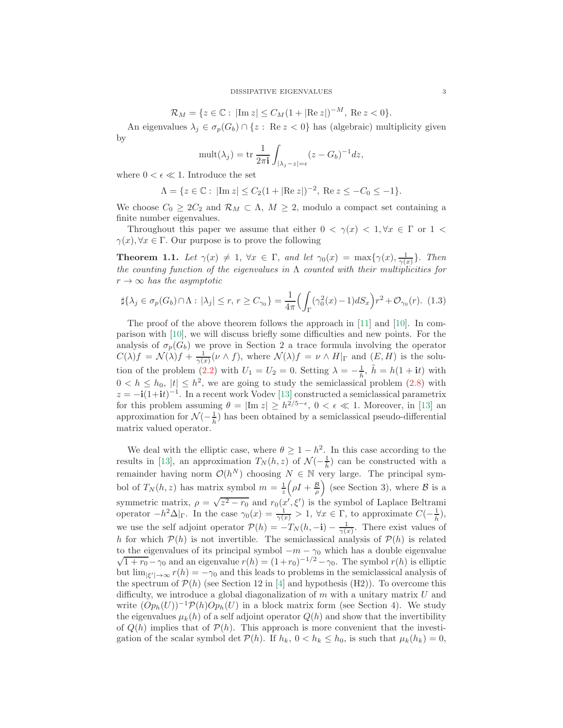$$\mathcal{R}_M = \{z \in \mathbb{C} : \ |\mathrm{Im}\, z| \leq C_M(1 + |\mathrm{Re}\, z|)^{-M}, \ \mathrm{Re}\, z < 0\}.$$

An eigenvalues $\lambda_j \in \sigma_p(G_b) \cap \{z : \ \mathrm{Re}\, z < 0\}$ has (algebraic) multiplicity given by

$$\mathrm{mult}(\lambda_j) = \mathrm{tr}\, \frac{1}{2\pi \mathbf{i}} \int_{|\lambda_j - z| = \epsilon} (z - G_b)^{-1} dz,$$

where $0 < \epsilon \ll 1$. Introduce the set

$$\Lambda = \{z \in \mathbb{C} : \ |\mathrm{Im}\, z| \leq C_2(1 + |\mathrm{Re}\, z|)^{-2}, \ \mathrm{Re}\, z \leq -C_0 \leq -1\}.$$

We choose $C_0 \geq 2C_2$ and $\mathcal{R}_M \subset \Lambda$, $M \geq 2$, modulo a compact set containing a finite number eigenvalues.

Throughout this paper we assume that either $0 < \gamma(x) < 1, \forall x \in \Gamma$ or $1 < \gamma(x), \forall x \in \Gamma$. Our purpose is to prove the following

**Theorem 1.1.** *Let $\gamma(x) \neq 1$, $\forall x \in \Gamma$, and let $\gamma_0(x) = \max\{\gamma(x), \frac{1}{\gamma(x)}\}$. Then the counting function of the eigenvalues in $\Lambda$ counted with their multiplicities for $r \to \infty$ has the asymptotic*

$$\sharp\{\lambda_j \in \sigma_p(G_b) \cap \Lambda : \ |\lambda_j| \leq r, \ r \geq C_{\gamma_0}\} = \frac{1}{4\pi}\Big(\int_\Gamma (\gamma_0^2(x) - 1) dS_x\Big) r^2 + \mathcal{O}_{\gamma_0}(r). \tag{1.3}$$

The proof of the above theorem follows the approach in [11] and [10]. In comparison with [10], we will discuss briefly some difficulties and new points. For the analysis of $\sigma_p(G_b)$ we prove in Section 2 a trace formula involving the operator $C(\lambda)f = \mathcal{N}(\lambda)f + \frac{1}{\gamma(x)}(\nu \wedge f)$, where $\mathcal{N}(\lambda)f = \nu \wedge H|_\Gamma$ and $(E, H)$ is the solution of the problem (2.2) with $U_1 = U_2 = 0$. Setting $\lambda = -\frac{1}{h}$, $\tilde{h} = h(1 + \mathbf{i}t)$ with $0 < h \leq h_0$, $|t| \leq h^2$, we are going to study the semiclassical problem (2.8) with $z = -\mathbf{i}(1+\mathbf{i}t)^{-1}$. In a recent work Vodev [13] constructed a semiclassical parametrix for this problem assuming $\theta = |\mathrm{Im}\, z| \geq h^{2/5 - \epsilon}$, $0 < \epsilon \ll 1$. Moreover, in [13] an approximation for $\mathcal{N}(-\frac{1}{h})$ has been obtained by a semiclassical pseudo-differential matrix valued operator.

We deal with the elliptic case, where $\theta \geq 1 - h^2$. In this case according to the results in [13], an approximation $T_N(h, z)$ of $\mathcal{N}(-\frac{1}{h})$ can be constructed with a remainder having norm $\mathcal{O}(h^N)$ choosing $N \in \mathbb{N}$ very large. The principal symbol of $T_N(h, z)$ has matrix symbol $m = \frac{1}{z}\Big(\rho I + \frac{\mathcal{B}}{\rho}\Big)$ (see Section 3), where $\mathcal{B}$ is a symmetric matrix, $\rho = \sqrt{z^2 - r_0}$ and $r_0(x', \xi')$ is the symbol of Laplace Beltrami operator $-h^2\Delta|_\Gamma$. In the case $\gamma_0(x) = \frac{1}{\gamma(x)} > 1$, $\forall x \in \Gamma$, to approximate $C(-\frac{1}{h})$, we use the self adjoint operator $\mathcal{P}(h) = -T_N(h, -\mathbf{i}) - \frac{1}{\gamma(x)}$. There exist values of $h$ for which $\mathcal{P}(h)$ is not invertible. The semiclassical analysis of $\mathcal{P}(h)$ is related to the eigenvalues of its principal symbol $-m - \gamma_0$ which has a double eigenvalue $\sqrt{1 + r_0} - \gamma_0$ and an eigenvalue $r(h) = (1 + r_0)^{-1/2} - \gamma_0$. The symbol $r(h)$ is elliptic but $\lim_{|\xi'| \to \infty} r(h) = -\gamma_0$ and this leads to problems in the semiclassical analysis of the spectrum of $\mathcal{P}(h)$ (see Section 12 in [4] and hypothesis (H2)). To overcome this difficulty, we introduce a global diagonalization of $m$ with a unitary matrix $U$ and write $(Op_h(U))^{-1}\mathcal{P}(h)Op_h(U)$ in a block matrix form (see Section 4). We study the eigenvalues $\mu_k(h)$ of a self adjoint operator $Q(h)$ and show that the invertibility of $Q(h)$ implies that of $\mathcal{P}(h)$. This approach is more convenient that the investigation of the scalar symbol $\det \mathcal{P}(h)$. If $h_k$, $0 < h_k \leq h_0$, is such that $\mu_k(h_k) = 0$,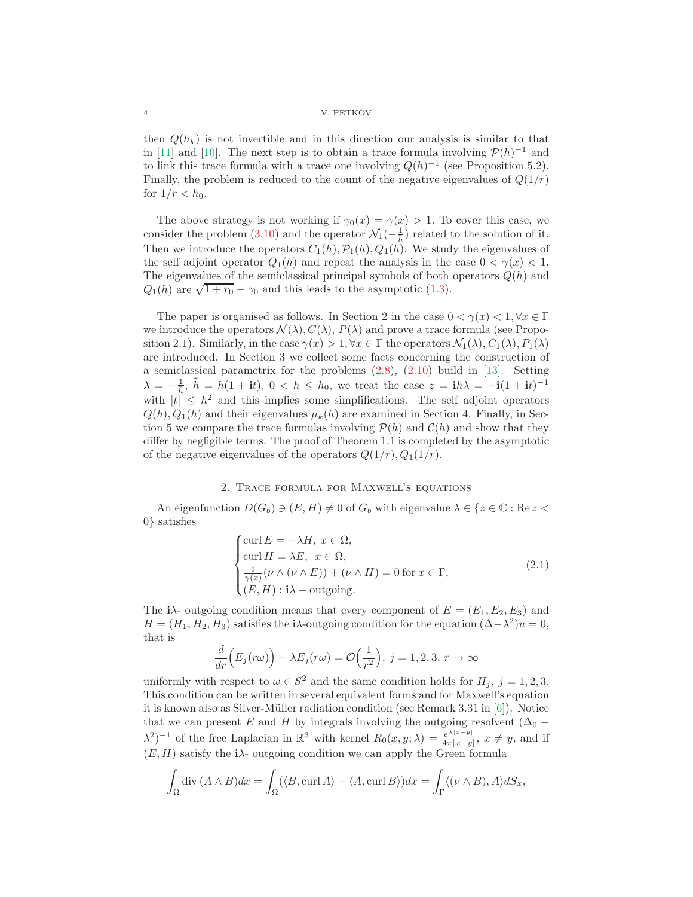then $Q(h_k)$ is not invertible and in this direction our analysis is similar to that in [11] and [10]. The next step is to obtain a trace formula involving $\mathcal{P}(h)^{-1}$ and to link this trace formula with a trace one involving $Q(h)^{-1}$ (see Proposition 5.2). Finally, the problem is reduced to the count of the negative eigenvalues of $Q(1/r)$ for $1/r < h_0$.

The above strategy is not working if $\gamma_0(x) = \gamma(x) > 1$. To cover this case, we consider the problem (3.10) and the operator $\mathcal{N}_1(-\frac{1}{h})$ related to the solution of it. Then we introduce the operators $C_1(h), \mathcal{P}_1(h), Q_1(h)$. We study the eigenvalues of the self adjoint operator $Q_1(h)$ and repeat the analysis in the case $0 < \gamma(x) < 1$. The eigenvalues of the semiclassical principal symbols of both operators $Q(h)$ and $Q_1(h)$ are $\sqrt{1+r_0} - \gamma_0$ and this leads to the asymptotic (1.3).

The paper is organised as follows. In Section 2 in the case $0 < \gamma(x) < 1, \forall x \in \Gamma$ we introduce the operators $\mathcal{N}(\lambda), C(\lambda), P(\lambda)$ and prove a trace formula (see Proposition 2.1). Similarly, in the case $\gamma(x) > 1, \forall x \in \Gamma$ the operators $\mathcal{N}_1(\lambda), C_1(\lambda), P_1(\lambda)$ are introduced. In Section 3 we collect some facts concerning the construction of a semiclassical parametrix for the problems (2.8), (2.10) build in [13]. Setting $\lambda = -\frac{1}{\tilde{h}}$, $\tilde{h} = h(1 + \mathbf{i}t)$, $0 < h \leq h_0$, we treat the case $z = \mathbf{i}h\lambda = -\mathbf{i}(1+\mathbf{i}t)^{-1}$ with $|t| \leq h^2$ and this implies some simplifications. The self adjoint operators $Q(h), Q_1(h)$ and their eigenvalues $\mu_k(h)$ are examined in Section 4. Finally, in Section 5 we compare the trace formulas involving $\mathcal{P}(h)$ and $\mathcal{C}(h)$ and show that they differ by negligible terms. The proof of Theorem 1.1 is completed by the asymptotic of the negative eigenvalues of the operators $Q(1/r), Q_1(1/r)$.

## 2. Trace formula for Maxwell's equations

An eigenfunction $D(G_b) \ni (E, H) \neq 0$ of $G_b$ with eigenvalue $\lambda \in \{z \in \mathbb{C} : \operatorname{Re} z < 0\}$ satisfies

$$\begin{cases} \operatorname{curl} E = -\lambda H, \ x \in \Omega, \\ \operatorname{curl} H = \lambda E, \ \ x \in \Omega, \\ \frac{1}{\gamma(x)}(\nu \wedge (\nu \wedge E)) + (\nu \wedge H) = 0 \text{ for } x \in \Gamma, \\ (E, H) : \mathbf{i}\lambda - \text{outgoing}. \end{cases} \tag{2.1}$$

The $\mathbf{i}\lambda$- outgoing condition means that every component of $E = (E_1, E_2, E_3)$ and $H = (H_1, H_2, H_3)$ satisfies the $\mathbf{i}\lambda$-outgoing condition for the equation $(\Delta - \lambda^2)u = 0$, that is

$$\frac{d}{dr}\Big(E_j(r\omega)\Big) - \lambda E_j(r\omega) = \mathcal{O}\Big(\frac{1}{r^2}\Big), \ j = 1, 2, 3, \ r \to \infty$$

uniformly with respect to $\omega \in S^2$ and the same condition holds for $H_j$, $j = 1, 2, 3$. This condition can be written in several equivalent forms and for Maxwell's equation it is known also as Silver-Müller radiation condition (see Remark 3.31 in [6]). Notice that we can present $E$ and $H$ by integrals involving the outgoing resolvent $(\Delta_0 - \lambda^2)^{-1}$ of the free Laplacian in $\mathbb{R}^3$ with kernel $R_0(x, y; \lambda) = \frac{e^{\lambda|x-y|}}{4\pi|x-y|}$, $x \neq y$, and if $(E, H)$ satisfy the $\mathbf{i}\lambda$- outgoing condition we can apply the Green formula

$$\int_\Omega \operatorname{div}(A \wedge B) dx = \int_\Omega (\langle B, \operatorname{curl} A\rangle - \langle A, \operatorname{curl} B\rangle) dx = \int_\Gamma \langle (\nu \wedge B), A\rangle dS_x,$$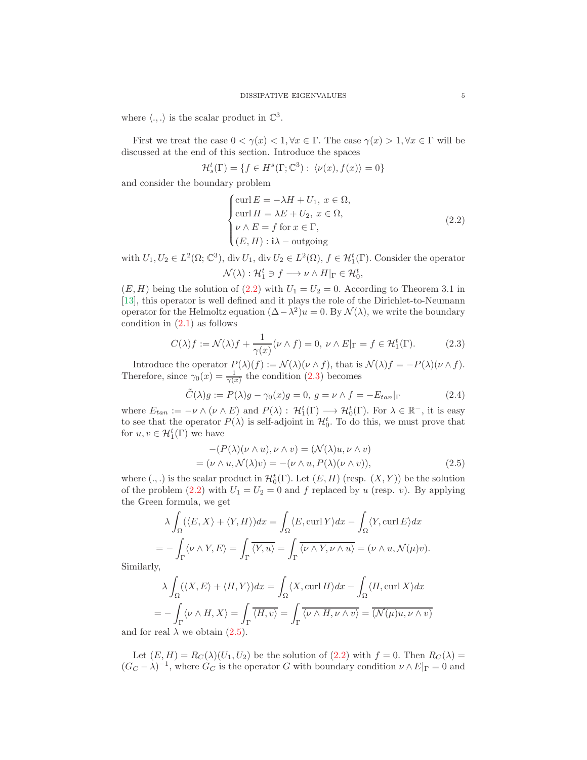where $\langle .,. \rangle$ is the scalar product in $\mathbb{C}^3$.

First we treat the case $0 < \gamma(x) < 1, \forall x \in \Gamma$. The case $\gamma(x) > 1, \forall x \in \Gamma$ will be discussed at the end of this section. Introduce the spaces

$$\mathcal{H}_s^t(\Gamma) = \{f \in H^s(\Gamma; \mathbb{C}^3) : \langle \nu(x), f(x) \rangle = 0\}$$

and consider the boundary problem

$$\begin{cases} \operatorname{curl} E = -\lambda H + U_1, \ x \in \Omega, \\ \operatorname{curl} H = \lambda E + U_2, \ x \in \Omega, \\ \nu \wedge E = f \text{ for } x \in \Gamma, \\ (E, H) : \mathbf{i}\lambda - \text{outgoing} \end{cases} \tag{2.2}$$

with $U_1, U_2 \in L^2(\Omega; \mathbb{C}^3)$, $\operatorname{div} U_1, \operatorname{div} U_2 \in L^2(\Omega)$, $f \in \mathcal{H}_1^t(\Gamma)$. Consider the operator

$$\mathcal{N}(\lambda) : \mathcal{H}_1^t \ni f \longrightarrow \nu \wedge H|_\Gamma \in \mathcal{H}_0^t,$$

$(E, H)$ being the solution of (2.2) with $U_1 = U_2 = 0$. According to Theorem 3.1 in [13], this operator is well defined and it plays the role of the Dirichlet-to-Neumann operator for the Helmoltz equation $(\Delta - \lambda^2)u = 0$. By $\mathcal{N}(\lambda)$, we write the boundary condition in (2.1) as follows

$$C(\lambda)f := \mathcal{N}(\lambda)f + \frac{1}{\gamma(x)}(\nu \wedge f) = 0, \ \nu \wedge E|_\Gamma = f \in \mathcal{H}_1^t(\Gamma). \tag{2.3}$$

Introduce the operator $P(\lambda)(f) := \mathcal{N}(\lambda)(\nu \wedge f)$, that is $\mathcal{N}(\lambda)f = -P(\lambda)(\nu \wedge f)$. Therefore, since $\gamma_0(x) = \frac{1}{\gamma(x)}$ the condition (2.3) becomes

$$\tilde{C}(\lambda)g := P(\lambda)g - \gamma_0(x)g = 0, \ g = \nu \wedge f = -E_{tan}|_\Gamma \tag{2.4}$$

where $E_{tan} := -\nu \wedge (\nu \wedge E)$ and $P(\lambda) : \mathcal{H}_1^t(\Gamma) \longrightarrow \mathcal{H}_0^t(\Gamma)$. For $\lambda \in \mathbb{R}^-$, it is easy to see that the operator $P(\lambda)$ is self-adjoint in $\mathcal{H}_0^t$. To do this, we must prove that for $u, v \in \mathcal{H}_1^t(\Gamma)$ we have

$$\begin{aligned} &-(P(\lambda)(\nu \wedge u), \nu \wedge v) = (\mathcal{N}(\lambda)u, \nu \wedge v) \\ &= (\nu \wedge u, \mathcal{N}(\lambda)v) = -(\nu \wedge u, P(\lambda)(\nu \wedge v)), \end{aligned} \tag{2.5}$$

where $(.,.)$ is the scalar product in $\mathcal{H}_0^t(\Gamma)$. Let $(E, H)$ (resp. $(X, Y)$) be the solution of the problem (2.2) with $U_1 = U_2 = 0$ and $f$ replaced by $u$ (resp. $v$). By applying the Green formula, we get

$$\begin{aligned} &\lambda \int_\Omega (\langle E, X \rangle + \langle Y, H \rangle) dx = \int_\Omega \langle E, \operatorname{curl} Y \rangle dx - \int_\Omega \langle Y, \operatorname{curl} E \rangle dx \\ &= -\int_\Gamma \langle \nu \wedge Y, E \rangle = \int_\Gamma \overline{\langle Y, u \rangle} = \int_\Gamma \overline{\langle \nu \wedge Y, \nu \wedge u \rangle} = (\nu \wedge u, \mathcal{N}(\mu)v). \end{aligned}$$

Similarly,

$$\begin{aligned} &\lambda \int_\Omega (\langle X, E \rangle + \langle H, Y \rangle) dx = \int_\Omega \langle X, \operatorname{curl} H \rangle dx - \int_\Omega \langle H, \operatorname{curl} X \rangle dx \\ &= -\int_\Gamma \langle \nu \wedge H, X \rangle = \int_\Gamma \overline{\langle H, v \rangle} = \int_\Gamma \overline{\langle \nu \wedge H, \nu \wedge v \rangle} = \overline{(\mathcal{N}(\mu)u, \nu \wedge v)} \end{aligned}$$

and for real $\lambda$ we obtain (2.5).

Let $(E, H) = R_C(\lambda)(U_1, U_2)$ be the solution of (2.2) with $f = 0$. Then $R_C(\lambda) = (G_C - \lambda)^{-1}$, where $G_C$ is the operator $G$ with boundary condition $\nu \wedge E|_\Gamma = 0$ and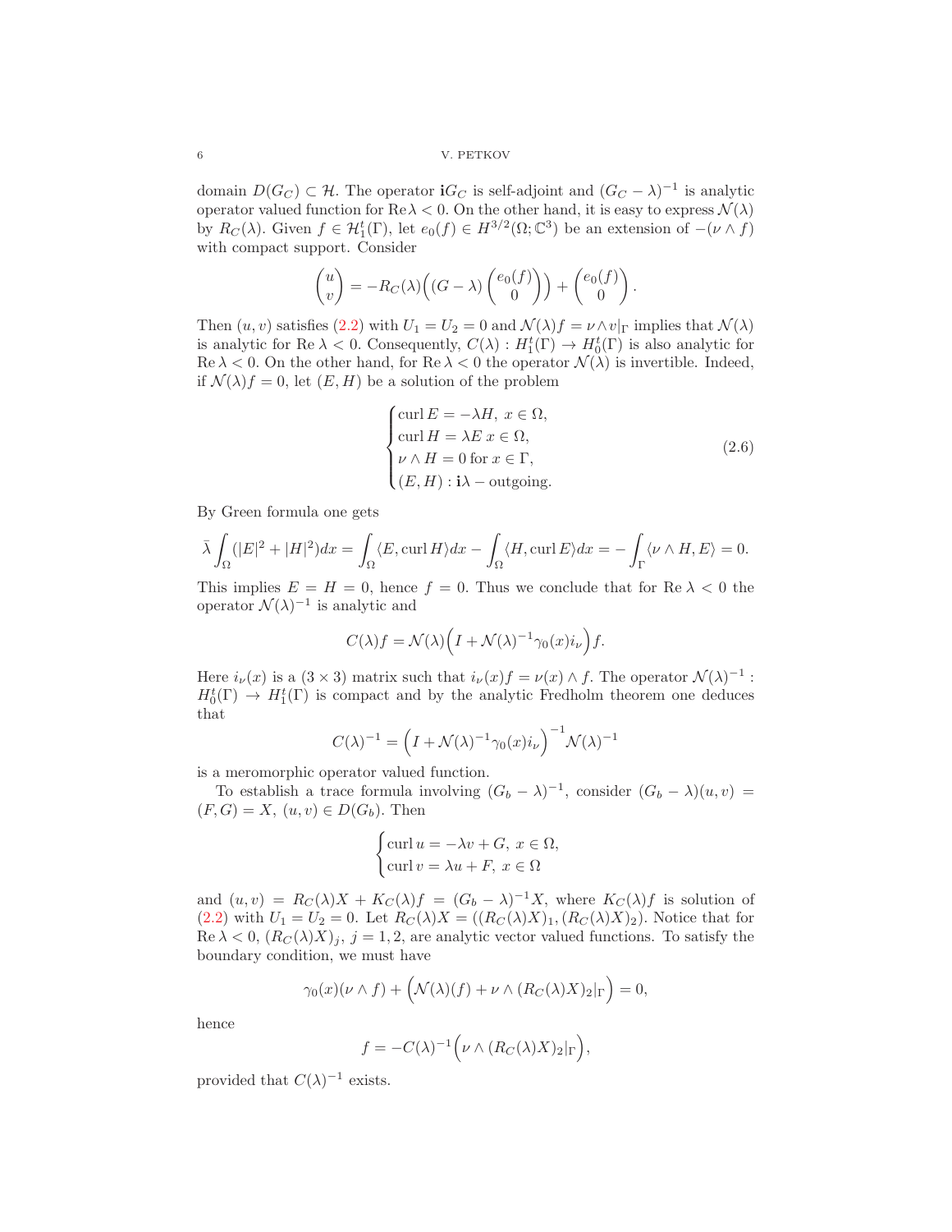domain $D(G_C) \subset \mathcal{H}$. The operator $\mathbf{i}G_C$ is self-adjoint and $(G_C - \lambda)^{-1}$ is analytic operator valued function for $\mathrm{Re}\,\lambda < 0$. On the other hand, it is easy to express $\mathcal{N}(\lambda)$ by $R_C(\lambda)$. Given $f \in \mathcal{H}_1^t(\Gamma)$, let $e_0(f) \in H^{3/2}(\Omega; \mathbb{C}^3)$ be an extension of $-(\nu \wedge f)$ with compact support. Consider

$$\begin{pmatrix} u \\ v \end{pmatrix} = -R_C(\lambda)\Big((G - \lambda)\begin{pmatrix} e_0(f) \\ 0 \end{pmatrix}\Big) + \begin{pmatrix} e_0(f) \\ 0 \end{pmatrix}.$$

Then $(u, v)$ satisfies (2.2) with $U_1 = U_2 = 0$ and $\mathcal{N}(\lambda)f = \nu \wedge v|_\Gamma$ implies that $\mathcal{N}(\lambda)$ is analytic for $\mathrm{Re}\,\lambda < 0$. Consequently, $C(\lambda) : H_1^t(\Gamma) \to H_0^t(\Gamma)$ is also analytic for $\mathrm{Re}\,\lambda < 0$. On the other hand, for $\mathrm{Re}\,\lambda < 0$ the operator $\mathcal{N}(\lambda)$ is invertible. Indeed, if $\mathcal{N}(\lambda)f = 0$, let $(E, H)$ be a solution of the problem

$$\begin{cases} \mathrm{curl}\, E = -\lambda H,\ x \in \Omega, \\ \mathrm{curl}\, H = \lambda E\ x \in \Omega, \\ \nu \wedge H = 0 \text{ for } x \in \Gamma, \\ (E, H) : \mathbf{i}\lambda - \text{outgoing}. \end{cases} \tag{2.6}$$

By Green formula one gets

$$\bar{\lambda}\int_\Omega (|E|^2 + |H|^2)dx = \int_\Omega \langle E, \mathrm{curl}\, H\rangle dx - \int_\Omega \langle H, \mathrm{curl}\, E\rangle dx = -\int_\Gamma \langle \nu \wedge H, E\rangle = 0.$$

This implies $E = H = 0$, hence $f = 0$. Thus we conclude that for $\mathrm{Re}\,\lambda < 0$ the operator $\mathcal{N}(\lambda)^{-1}$ is analytic and

$$C(\lambda)f = \mathcal{N}(\lambda)\Big(I + \mathcal{N}(\lambda)^{-1}\gamma_0(x)i_\nu\Big)f.$$

Here $i_\nu(x)$ is a $(3 \times 3)$ matrix such that $i_\nu(x)f = \nu(x) \wedge f$. The operator $\mathcal{N}(\lambda)^{-1} : H_0^t(\Gamma) \to H_1^t(\Gamma)$ is compact and by the analytic Fredholm theorem one deduces that

$$C(\lambda)^{-1} = \Big(I + \mathcal{N}(\lambda)^{-1}\gamma_0(x)i_\nu\Big)^{-1}\mathcal{N}(\lambda)^{-1}$$

is a meromorphic operator valued function.

To establish a trace formula involving $(G_b - \lambda)^{-1}$, consider $(G_b - \lambda)(u, v) = (F, G) = X$, $(u, v) \in D(G_b)$. Then

$$\begin{cases} \mathrm{curl}\, u = -\lambda v + G,\ x \in \Omega, \\ \mathrm{curl}\, v = \lambda u + F,\ x \in \Omega \end{cases}$$

and $(u, v) = R_C(\lambda)X + K_C(\lambda)f = (G_b - \lambda)^{-1}X$, where $K_C(\lambda)f$ is solution of (2.2) with $U_1 = U_2 = 0$. Let $R_C(\lambda)X = ((R_C(\lambda)X)_1, (R_C(\lambda)X)_2)$. Notice that for $\mathrm{Re}\,\lambda < 0$, $(R_C(\lambda)X)_j$, $j = 1, 2$, are analytic vector valued functions. To satisfy the boundary condition, we must have

$$\gamma_0(x)(\nu \wedge f) + \Big(\mathcal{N}(\lambda)(f) + \nu \wedge (R_C(\lambda)X)_2|_\Gamma\Big) = 0,$$

hence

$$f = -C(\lambda)^{-1}\Big(\nu \wedge (R_C(\lambda)X)_2|_\Gamma\Big),$$

provided that $C(\lambda)^{-1}$ exists.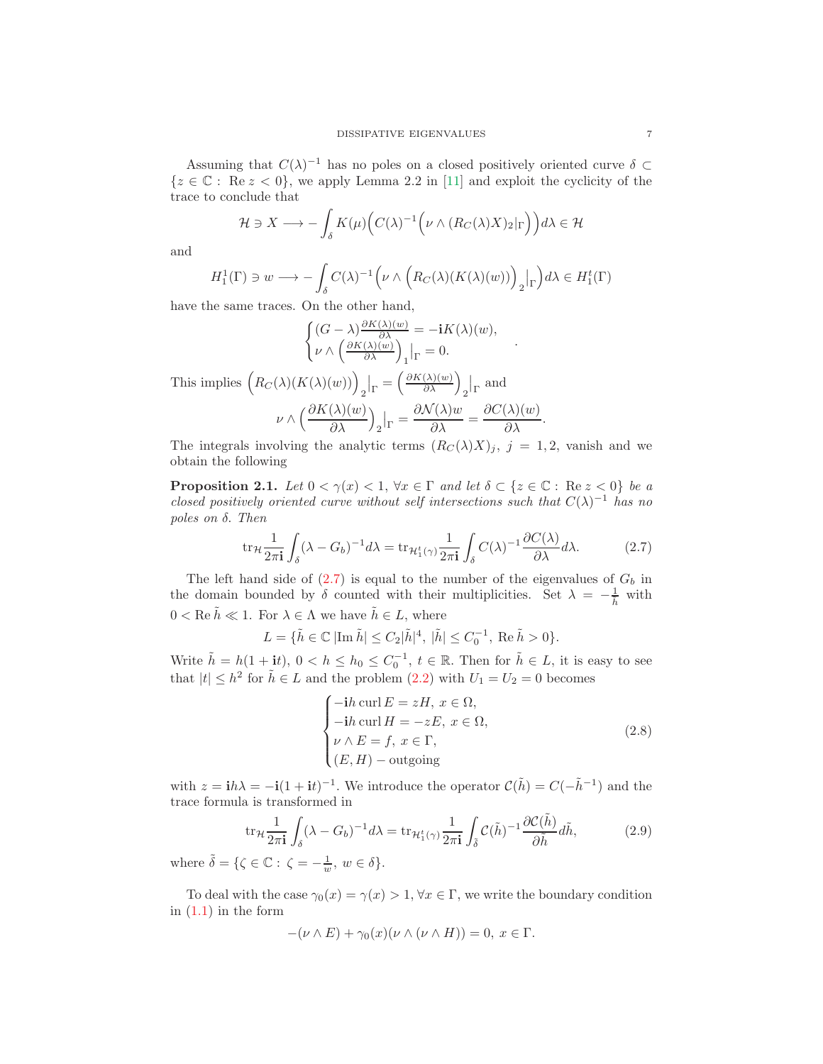Assuming that $C(\lambda)^{-1}$ has no poles on a closed positively oriented curve $\delta \subset \{z \in \mathbb{C} : \ \mathrm{Re}\, z < 0\}$, we apply Lemma 2.2 in [11] and exploit the cyclicity of the trace to conclude that

$$\mathcal{H} \ni X \longrightarrow -\int_\delta K(\mu)\Big(C(\lambda)^{-1}\Big(\nu \wedge (R_C(\lambda)X)_2|_\Gamma\Big)\Big)d\lambda \in \mathcal{H}$$

and

$$H_1^1(\Gamma) \ni w \longrightarrow -\int_\delta C(\lambda)^{-1}\Big(\nu \wedge \Big(R_C(\lambda)(K(\lambda)(w))\Big)_2\big|_\Gamma\Big)d\lambda \in H_1^t(\Gamma)$$

have the same traces. On the other hand,

$$\begin{cases} (G-\lambda)\frac{\partial K(\lambda)(w)}{\partial \lambda} = -\mathbf{i}K(\lambda)(w), \\ \nu \wedge \Big(\frac{\partial K(\lambda)(w)}{\partial \lambda}\Big)_1\big|_\Gamma = 0. \end{cases}.$$

This implies $\Big(R_C(\lambda)(K(\lambda)(w))\Big)_2\big|_\Gamma = \Big(\frac{\partial K(\lambda)(w)}{\partial\lambda}\Big)_2\big|_\Gamma$ and

$$\nu \wedge \Big(\frac{\partial K(\lambda)(w)}{\partial \lambda}\Big)_2\big|_\Gamma = \frac{\partial \mathcal{N}(\lambda)w}{\partial\lambda} = \frac{\partial C(\lambda)(w)}{\partial \lambda}.$$

The integrals involving the analytic terms $(R_C(\lambda)X)_j$, $j = 1, 2$, vanish and we obtain the following

**Proposition 2.1.** *Let $0 < \gamma(x) < 1$, $\forall x \in \Gamma$ and let $\delta \subset \{z \in \mathbb{C} : \ \mathrm{Re}\, z < 0\}$ be a closed positively oriented curve without self intersections such that $C(\lambda)^{-1}$ has no poles on $\delta$. Then*

$$\mathrm{tr}_{\mathcal{H}}\frac{1}{2\pi\mathbf{i}}\int_\delta (\lambda - G_b)^{-1}d\lambda = \mathrm{tr}_{\mathcal{H}_1^t(\gamma)}\frac{1}{2\pi\mathbf{i}}\int_\delta C(\lambda)^{-1}\frac{\partial C(\lambda)}{\partial\lambda}d\lambda. \tag{2.7}$$

The left hand side of (2.7) is equal to the number of the eigenvalues of $G_b$ in the domain bounded by $\delta$ counted with their multiplicities. Set $\lambda = -\frac{1}{\tilde{h}}$ with $0 < \mathrm{Re}\,\tilde{h} \ll 1$. For $\lambda \in \Lambda$ we have $\tilde{h} \in L$, where

$$L = \{\tilde{h} \in \mathbb{C}\,|\mathrm{Im}\,\tilde{h}| \leq C_2|\tilde{h}|^4, \ |\tilde{h}| \leq C_0^{-1}, \ \mathrm{Re}\,\tilde{h} > 0\}.$$

Write $\tilde{h} = h(1 + \mathbf{i}t)$, $0 < h \leq h_0 \leq C_0^{-1}$, $t \in \mathbb{R}$. Then for $\tilde{h} \in L$, it is easy to see that $|t| \leq h^2$ for $\tilde{h} \in L$ and the problem (2.2) with $U_1 = U_2 = 0$ becomes

$$\begin{cases} -\mathbf{i}h\,\mathrm{curl}\,E = zH, \ x \in \Omega, \\ -\mathbf{i}h\,\mathrm{curl}\,H = -zE, \ x \in \Omega, \\ \nu \wedge E = f, \ x \in \Gamma, \\ (E, H) - \text{outgoing} \end{cases} \tag{2.8}$$

with $z = \mathbf{i}h\lambda = -\mathbf{i}(1 + \mathbf{i}t)^{-1}$. We introduce the operator $\mathcal{C}(\tilde{h}) = C(-\tilde{h}^{-1})$ and the trace formula is transformed in

$$\mathrm{tr}_{\mathcal{H}}\frac{1}{2\pi\mathbf{i}}\int_\delta (\lambda - G_b)^{-1}d\lambda = \mathrm{tr}_{\mathcal{H}_1^t(\gamma)}\frac{1}{2\pi\mathbf{i}}\int_{\tilde{\delta}} \mathcal{C}(\tilde{h})^{-1}\frac{\partial \mathcal{C}(\tilde{h})}{\partial\tilde{h}}d\tilde{h}, \tag{2.9}$$

where $\tilde{\delta} = \{\zeta \in \mathbb{C} : \ \zeta = -\frac{1}{w}, \ w \in \delta\}$.

To deal with the case $\gamma_0(x) = \gamma(x) > 1$, $\forall x \in \Gamma$, we write the boundary condition in (1.1) in the form

$$-(\nu \wedge E) + \gamma_0(x)(\nu \wedge (\nu \wedge H)) = 0, \ x \in \Gamma.$$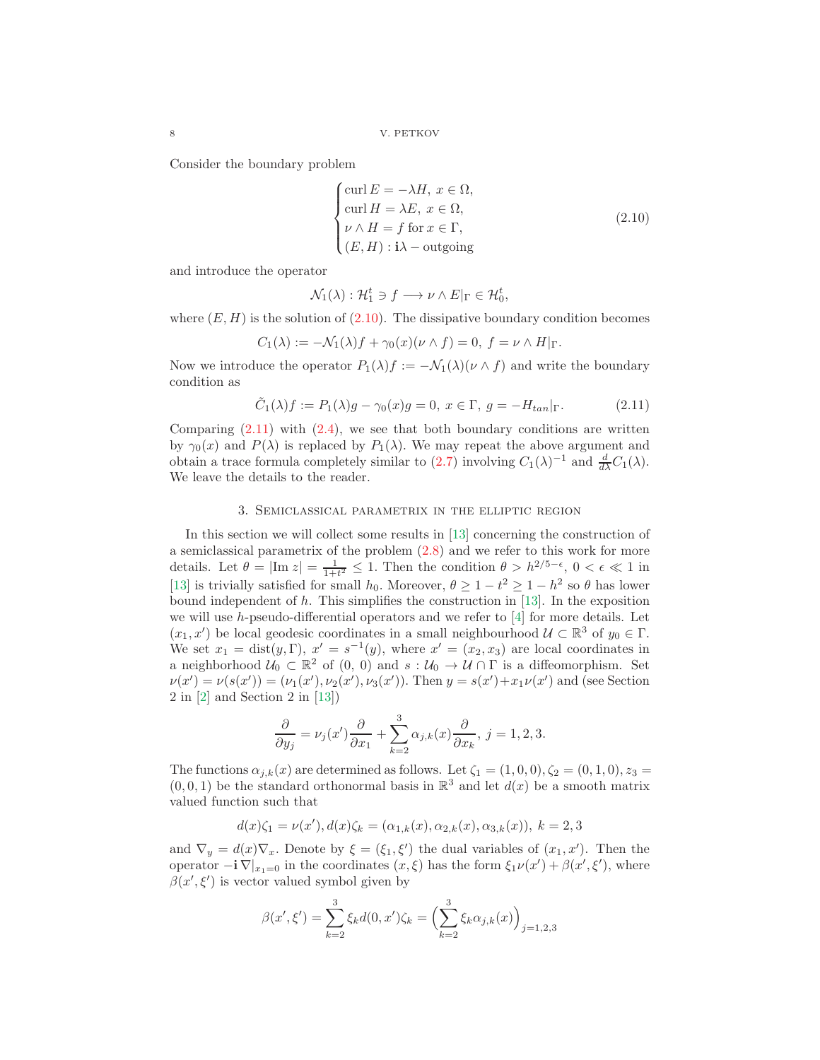Consider the boundary problem

$$
\begin{cases}
\operatorname{curl} E = -\lambda H, \ x \in \Omega, \\
\operatorname{curl} H = \lambda E, \ x \in \Omega, \\
\nu \wedge H = f \text{ for } x \in \Gamma, \\
(E, H) : \mathbf{i}\lambda - \text{outgoing}
\end{cases}
\tag{2.10}
$$

and introduce the operator

$$
\mathcal{N}_1(\lambda) : \mathcal{H}_1^t \ni f \longrightarrow \nu \wedge E|_\Gamma \in \mathcal{H}_0^t,
$$

where $(E, H)$ is the solution of (2.10). The dissipative boundary condition becomes

$$
C_1(\lambda) := -\mathcal{N}_1(\lambda) f + \gamma_0(x)(\nu \wedge f) = 0, \ f = \nu \wedge H|_\Gamma.
$$

Now we introduce the operator $P_1(\lambda) f := -\mathcal{N}_1(\lambda)(\nu \wedge f)$ and write the boundary condition as

$$
\tilde{C}_1(\lambda) f := P_1(\lambda) g - \gamma_0(x) g = 0, \ x \in \Gamma, \ g = -H_{tan}|_\Gamma. \tag{2.11}
$$

Comparing (2.11) with (2.4), we see that both boundary conditions are written by $\gamma_0(x)$ and $P(\lambda)$ is replaced by $P_1(\lambda)$. We may repeat the above argument and obtain a trace formula completely similar to (2.7) involving $C_1(\lambda)^{-1}$ and $\frac{d}{d\lambda} C_1(\lambda)$. We leave the details to the reader.

## 3. Semiclassical parametrix in the elliptic region

In this section we will collect some results in [13] concerning the construction of a semiclassical parametrix of the problem (2.8) and we refer to this work for more details. Let $\theta = |\operatorname{Im} z| = \frac{1}{1+t^2} \leq 1$. Then the condition $\theta > h^{2/5-\epsilon}$, $0 < \epsilon \ll 1$ in [13] is trivially satisfied for small $h_0$. Moreover, $\theta \geq 1 - t^2 \geq 1 - h^2$ so $\theta$ has lower bound independent of $h$. This simplifies the construction in [13]. In the exposition we will use $h$-pseudo-differential operators and we refer to [4] for more details. Let $(x_1, x')$ be local geodesic coordinates in a small neighbourhood $\mathcal{U} \subset \mathbb{R}^3$ of $y_0 \in \Gamma$. We set $x_1 = \operatorname{dist}(y, \Gamma)$, $x' = s^{-1}(y)$, where $x' = (x_2, x_3)$ are local coordinates in a neighborhood $\mathcal{U}_0 \subset \mathbb{R}^2$ of $(0, 0)$ and $s : \mathcal{U}_0 \to \mathcal{U} \cap \Gamma$ is a diffeomorphism. Set $\nu(x') = \nu(s(x')) = (\nu_1(x'), \nu_2(x'), \nu_3(x'))$. Then $y = s(x') + x_1 \nu(x')$ and (see Section 2 in [2] and Section 2 in [13])

$$
\frac{\partial}{\partial y_j} = \nu_j(x') \frac{\partial}{\partial x_1} + \sum_{k=2}^{3} \alpha_{j,k}(x) \frac{\partial}{\partial x_k}, \ j = 1, 2, 3.
$$

The functions $\alpha_{j,k}(x)$ are determined as follows. Let $\zeta_1 = (1, 0, 0), \zeta_2 = (0, 1, 0), z_3 = (0, 0, 1)$ be the standard orthonormal basis in $\mathbb{R}^3$ and let $d(x)$ be a smooth matrix valued function such that

$$
d(x)\zeta_1 = \nu(x'), d(x)\zeta_k = (\alpha_{1,k}(x), \alpha_{2,k}(x), \alpha_{3,k}(x)), \ k = 2, 3
$$

and $\nabla_y = d(x)\nabla_x$. Denote by $\xi = (\xi_1, \xi')$ the dual variables of $(x_1, x')$. Then the operator $-\mathbf{i}\nabla|_{x_1=0}$ in the coordinates $(x, \xi)$ has the form $\xi_1 \nu(x') + \beta(x', \xi')$, where $\beta(x', \xi')$ is vector valued symbol given by

$$
\beta(x', \xi') = \sum_{k=2}^{3} \xi_k d(0, x')\zeta_k = \Big( \sum_{k=2}^{3} \xi_k \alpha_{j,k}(x) \Big)_{j=1,2,3}
$$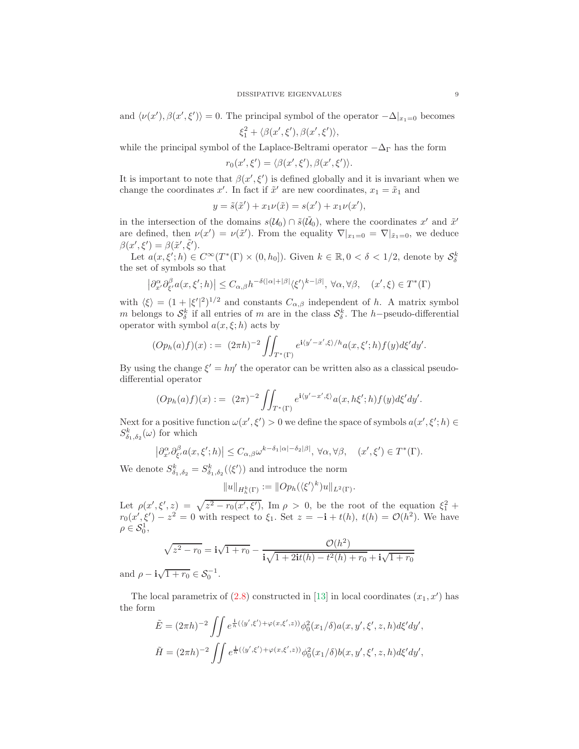and $\langle \nu(x'), \beta(x', \xi')\rangle = 0$. The principal symbol of the operator $-\Delta|_{x_1=0}$ becomes

$$\xi_1^2 + \langle \beta(x', \xi'), \beta(x', \xi')\rangle,$$

while the principal symbol of the Laplace-Beltrami operator $-\Delta_\Gamma$ has the form

$$r_0(x', \xi') = \langle \beta(x', \xi'), \beta(x', \xi')\rangle.$$

It is important to note that $\beta(x', \xi')$ is defined globally and it is invariant when we change the coordinates $x'$. In fact if $\tilde{x}'$ are new coordinates, $x_1 = \tilde{x}_1$ and

$$y = \tilde{s}(\tilde{x}') + x_1 \nu(\tilde{x}) = s(x') + x_1 \nu(x'),$$

in the intersection of the domains $s(\mathcal{U}_0) \cap \tilde{s}(\tilde{\mathcal{U}}_0)$, where the coordinates $x'$ and $\tilde{x}'$ are defined, then $\nu(x') = \nu(\tilde{x}')$. From the equality $\nabla|_{x_1=0} = \nabla|_{\tilde{x}_1=0}$, we deduce $\beta(x', \xi') = \beta(\tilde{x}', \tilde{\xi}')$.

Let $a(x, \xi'; h) \in C^\infty(T^*(\Gamma) \times (0, h_0])$. Given $k \in \mathbb{R}, 0 < \delta < 1/2$, denote by $\mathcal{S}^k_\delta$ the set of symbols so that

$$\left|\partial_{x'}^\alpha \partial_{\xi'}^\beta a(x, \xi'; h)\right| \leq C_{\alpha,\beta} h^{-\delta(|\alpha|+|\beta|} \langle \xi' \rangle^{k-|\beta|},\ \forall \alpha, \forall \beta, \quad (x', \xi) \in T^*(\Gamma)$$

with $\langle \xi \rangle = (1 + |\xi'|^2)^{1/2}$ and constants $C_{\alpha,\beta}$ independent of $h$. A matrix symbol $m$ belongs to $\mathcal{S}^k_\delta$ if all entries of $m$ are in the class $\mathcal{S}^k_\delta$. The $h-$pseudo-differential operator with symbol $a(x, \xi; h)$ acts by

$$(Op_h(a)f)(x) := (2\pi h)^{-2} \iint_{T^*(\Gamma)} e^{\mathbf{i}\langle y' - x', \xi\rangle / h} a(x, \xi'; h) f(y) d\xi' dy'.$$

By using the change $\xi' = h\eta'$ the operator can be written also as a classical pseudo-differential operator

$$(Op_h(a)f)(x) := (2\pi)^{-2} \iint_{T^*(\Gamma)} e^{\mathbf{i}\langle y' - x', \xi\rangle} a(x, h\xi'; h) f(y) d\xi' dy'.$$

Next for a positive function $\omega(x', \xi') > 0$ we define the space of symbols $a(x', \xi'; h) \in S^k_{\delta_1, \delta_2}(\omega)$ for which

$$\left|\partial_{x'}^\alpha \partial_{\xi'}^\beta a(x, \xi'; h)\right| \leq C_{\alpha,\beta} \omega^{k - \delta_1|\alpha| - \delta_2|\beta|},\ \forall \alpha, \forall \beta, \quad (x', \xi') \in T^*(\Gamma).$$

We denote $S^k_{\delta_1, \delta_2} = S^k_{\delta_1, \delta_2}(\langle \xi' \rangle)$ and introduce the norm

$$\|u\|_{H^k_h(\Gamma)} := \|Op_h(\langle \xi' \rangle^k) u\|_{L^2(\Gamma)}.$$

Let $\rho(x', \xi', z) = \sqrt{z^2 - r_0(x', \xi')}$, $\operatorname{Im} \rho > 0$, be the root of the equation $\xi_1^2 + r_0(x', \xi') - z^2 = 0$ with respect to $\xi_1$. Set $z = -\mathbf{i} + t(h)$, $t(h) = \mathcal{O}(h^2)$. We have $\rho \in \mathcal{S}^1_0$,

$$\sqrt{z^2 - r_0} = \mathbf{i}\sqrt{1 + r_0} - \frac{\mathcal{O}(h^2)}{\mathbf{i}\sqrt{1 + 2\mathbf{i}t(h) - t^2(h) + r_0} + \mathbf{i}\sqrt{1 + r_0}}$$

and $\rho - \mathbf{i}\sqrt{1 + r_0} \in \mathcal{S}^{-1}_0$.

The local parametrix of (2.8) constructed in [13] in local coordinates $(x_1, x')$ has the form

$$\tilde{E} = (2\pi h)^{-2} \iint e^{\frac{\mathbf{i}}{h}(\langle y', \xi'\rangle + \varphi(x, \xi', z))} \phi_0^2(x_1/\delta) a(x, y', \xi', z, h) d\xi' dy',$$

$$\tilde{H} = (2\pi h)^{-2} \iint e^{\frac{\mathbf{i}}{h}(\langle y', \xi'\rangle + \varphi(x, \xi', z))} \phi_0^2(x_1/\delta) b(x, y', \xi', z, h) d\xi' dy',$$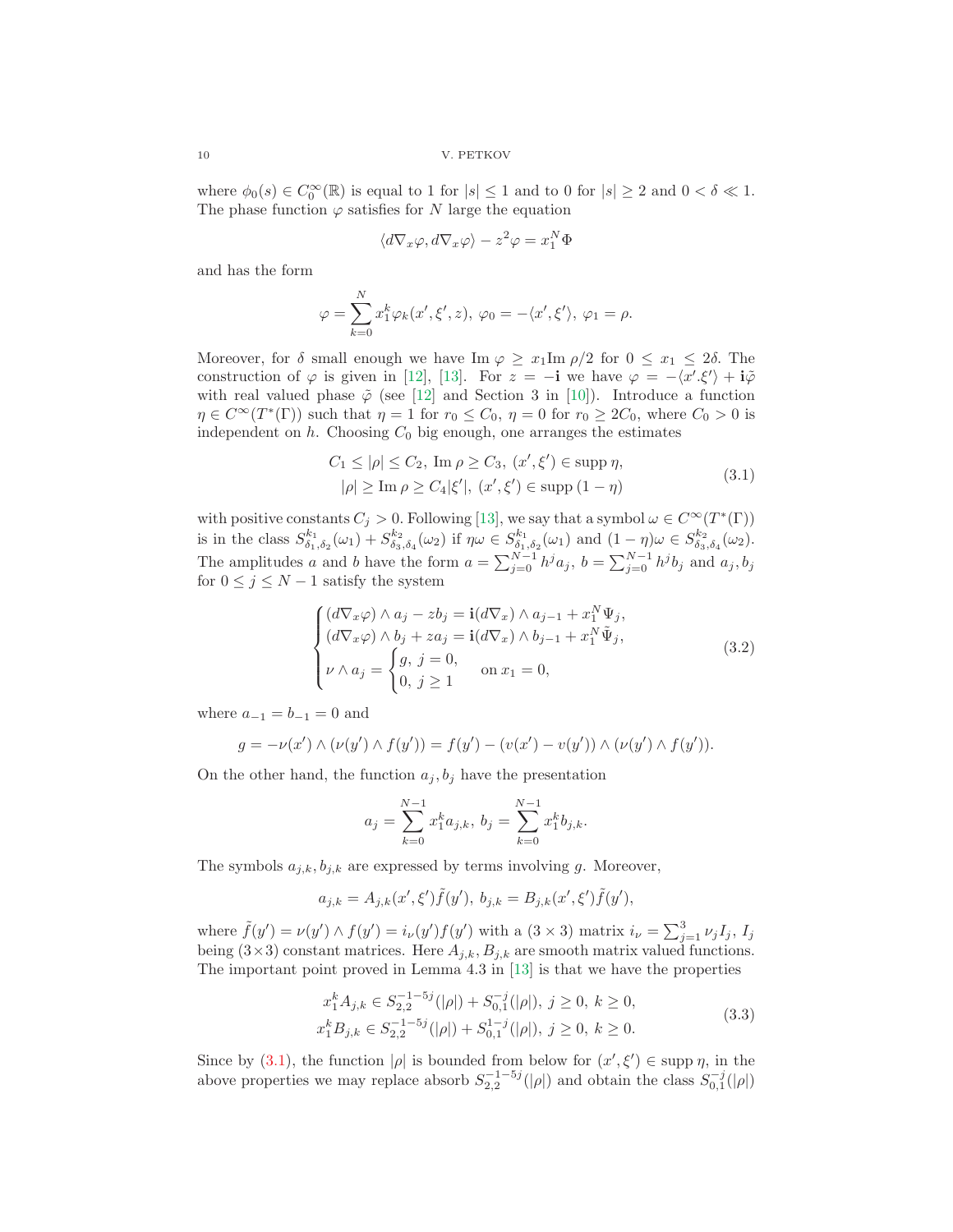where $\phi_0(s) \in C_0^\infty(\mathbb{R})$ is equal to 1 for $|s| \leq 1$ and to 0 for $|s| \geq 2$ and $0 < \delta \ll 1$. The phase function $\varphi$ satisfies for $N$ large the equation

$$\langle d\nabla_x \varphi, d\nabla_x \varphi \rangle - z^2 \varphi = x_1^N \Phi$$

and has the form

$$\varphi = \sum_{k=0}^{N} x_1^k \varphi_k(x', \xi', z),\ \varphi_0 = -\langle x', \xi' \rangle,\ \varphi_1 = \rho.$$

Moreover, for $\delta$ small enough we have $\text{Im}\ \varphi \geq x_1 \text{Im}\ \rho/2$ for $0 \leq x_1 \leq 2\delta$. The construction of $\varphi$ is given in [12], [13]. For $z = -\mathbf{i}$ we have $\varphi = -\langle x'.\xi' \rangle + \mathbf{i}\tilde{\varphi}$ with real valued phase $\tilde{\varphi}$ (see [12] and Section 3 in [10]). Introduce a function $\eta \in C^\infty(T^*(\Gamma))$ such that $\eta = 1$ for $r_0 \leq C_0$, $\eta = 0$ for $r_0 \geq 2C_0$, where $C_0 > 0$ is independent on $h$. Choosing $C_0$ big enough, one arranges the estimates

$$\begin{aligned} C_1 \leq |\rho| \leq C_2,\ \text{Im}\ \rho \geq C_3,\ (x', \xi') \in \text{supp}\ \eta, \\ |\rho| \geq \text{Im}\ \rho \geq C_4 |\xi'|,\ (x', \xi') \in \text{supp}\ (1 - \eta) \end{aligned} \tag{3.1}$$

with positive constants $C_j > 0$. Following [13], we say that a symbol $\omega \in C^\infty(T^*(\Gamma))$ is in the class $S^{k_1}_{\delta_1, \delta_2}(\omega_1) + S^{k_2}_{\delta_3, \delta_4}(\omega_2)$ if $\eta\omega \in S^{k_1}_{\delta_1, \delta_2}(\omega_1)$ and $(1 - \eta)\omega \in S^{k_2}_{\delta_3, \delta_4}(\omega_2)$. The amplitudes $a$ and $b$ have the form $a = \sum_{j=0}^{N-1} h^j a_j$, $b = \sum_{j=0}^{N-1} h^j b_j$ and $a_j, b_j$ for $0 \leq j \leq N - 1$ satisfy the system

$$\begin{cases} (d\nabla_x \varphi) \wedge a_j - z b_j = \mathbf{i}(d\nabla_x) \wedge a_{j-1} + x_1^N \Psi_j, \\ (d\nabla_x \varphi) \wedge b_j + z a_j = \mathbf{i}(d\nabla_x) \wedge b_{j-1} + x_1^N \tilde{\Psi}_j, \\ \nu \wedge a_j = \begin{cases} g,\ j = 0, \\ 0,\ j \geq 1 \end{cases} \quad \text{on } x_1 = 0, \end{cases} \tag{3.2}$$

where $a_{-1} = b_{-1} = 0$ and

$$g = -\nu(x') \wedge (\nu(y') \wedge f(y')) = f(y') - (v(x') - v(y')) \wedge (\nu(y') \wedge f(y')).$$

On the other hand, the function $a_j, b_j$ have the presentation

$$a_j = \sum_{k=0}^{N-1} x_1^k a_{j,k},\ b_j = \sum_{k=0}^{N-1} x_1^k b_{j,k}.$$

The symbols $a_{j,k}, b_{j,k}$ are expressed by terms involving $g$. Moreover,

$$a_{j,k} = A_{j,k}(x', \xi') \tilde{f}(y'),\ b_{j,k} = B_{j,k}(x', \xi') \tilde{f}(y'),$$

where $\tilde{f}(y') = \nu(y') \wedge f(y') = i_\nu(y') f(y')$ with a $(3 \times 3)$ matrix $i_\nu = \sum_{j=1}^{3} \nu_j I_j$, $I_j$ being $(3 \times 3)$ constant matrices. Here $A_{j,k}, B_{j,k}$ are smooth matrix valued functions. The important point proved in Lemma 4.3 in [13] is that we have the properties

$$\begin{aligned} x_1^k A_{j,k} \in S^{-1-5j}_{2,2}(|\rho|) + S^{-j}_{0,1}(|\rho|),\ j \geq 0,\ k \geq 0, \\ x_1^k B_{j,k} \in S^{-1-5j}_{2,2}(|\rho|) + S^{1-j}_{0,1}(|\rho|),\ j \geq 0,\ k \geq 0. \end{aligned} \tag{3.3}$$

Since by (3.1), the function $|\rho|$ is bounded from below for $(x', \xi') \in \text{supp}\ \eta$, in the above properties we may replace absorb $S^{-1-5j}_{2,2}(|\rho|)$ and obtain the class $S^{-j}_{0,1}(|\rho|)$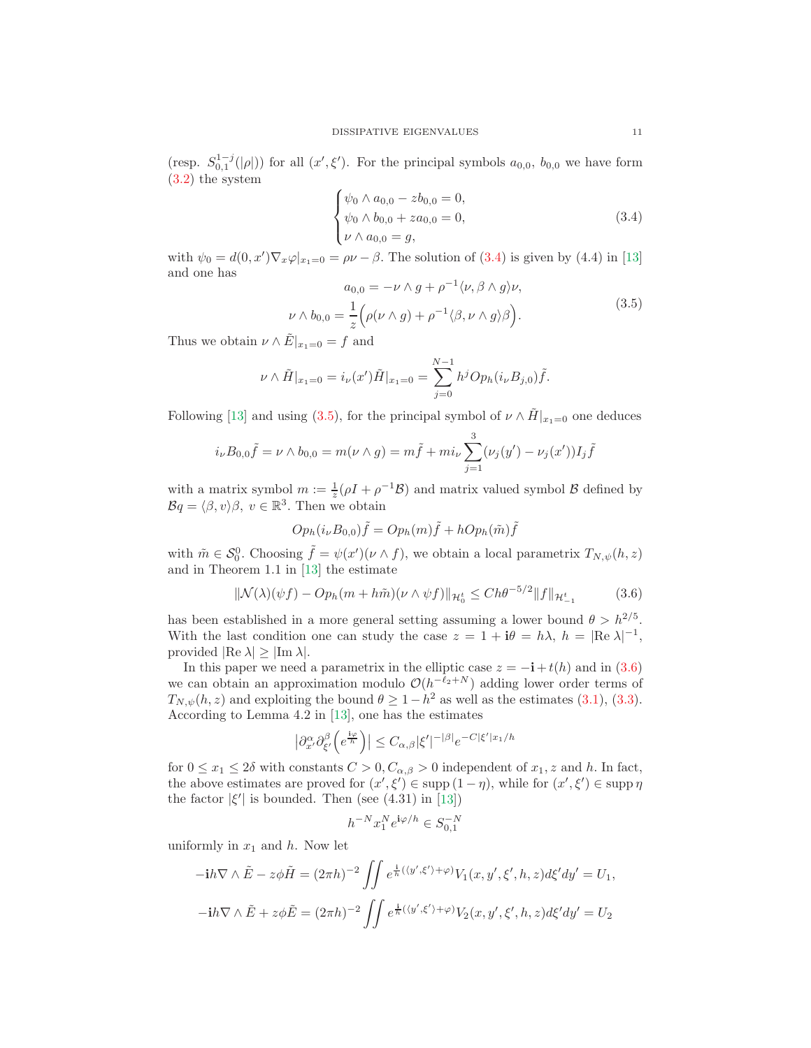(resp. $S^{1-j}_{0,1}(|\rho|)$) for all $(x', \xi')$. For the principal symbols $a_{0,0}$, $b_{0,0}$ we have form (3.2) the system

$$
\begin{cases}
\psi_0 \wedge a_{0,0} - z b_{0,0} = 0,\\
\psi_0 \wedge b_{0,0} + z a_{0,0} = 0,\\
\nu \wedge a_{0,0} = g,
\end{cases}
\tag{3.4}
$$

with $\psi_0 = d(0,x')\nabla_x \varphi|_{x_1=0} = \rho\nu - \beta$. The solution of (3.4) is given by (4.4) in [13] and one has

$$
\begin{aligned}
a_{0,0} &= -\nu \wedge g + \rho^{-1}\langle \nu, \beta \wedge g\rangle \nu,\\
\nu \wedge b_{0,0} &= \frac{1}{z}\Big(\rho(\nu \wedge g) + \rho^{-1}\langle \beta, \nu \wedge g\rangle \beta\Big).
\end{aligned}
\tag{3.5}
$$

Thus we obtain $\nu \wedge \tilde{E}|_{x_1=0} = f$ and

$$
\nu \wedge \tilde{H}|_{x_1=0} = i_\nu(x')\tilde{H}|_{x_1=0} = \sum_{j=0}^{N-1} h^j Op_h(i_\nu B_{j,0})\tilde{f}.
$$

Following [13] and using (3.5), for the principal symbol of $\nu \wedge \tilde{H}|_{x_1=0}$ one deduces

$$
i_\nu B_{0,0}\tilde{f} = \nu \wedge b_{0,0} = m(\nu \wedge g) = m\tilde{f} + m i_\nu \sum_{j=1}^{3}(\nu_j(y') - \nu_j(x'))I_j\tilde{f}
$$

with a matrix symbol $m := \frac{1}{z}(\rho I + \rho^{-1}\mathcal{B})$ and matrix valued symbol $\mathcal{B}$ defined by $\mathcal{B}q = \langle \beta, v\rangle \beta,\ v \in \mathbb{R}^3$. Then we obtain

$$
Op_h(i_\nu B_{0,0})\tilde{f} = Op_h(m)\tilde{f} + hOp_h(\tilde{m})\tilde{f}
$$

with $\tilde{m} \in \mathcal{S}^0_0$. Choosing $\tilde{f} = \psi(x')(\nu \wedge f)$, we obtain a local parametrix $T_{N,\psi}(h,z)$ and in Theorem 1.1 in [13] the estimate

$$
\|\mathcal{N}(\lambda)(\psi f) - Op_h(m + h\tilde{m})(\nu \wedge \psi f)\|_{\mathcal{H}^t_0} \le Ch\theta^{-5/2}\|f\|_{\mathcal{H}^t_{-1}}
\tag{3.6}
$$

has been established in a more general setting assuming a lower bound $\theta > h^{2/5}$. With the last condition one can study the case $z = 1 + \mathbf{i}\theta = h\lambda,\ h = |\mathrm{Re}\,\lambda|^{-1}$, provided $|\mathrm{Re}\,\lambda| \ge |\mathrm{Im}\,\lambda|$.

In this paper we need a parametrix in the elliptic case $z = -\mathbf{i} + t(h)$ and in (3.6) we can obtain an approximation modulo $\mathcal{O}(h^{-\ell_2+N})$ adding lower order terms of $T_{N,\psi}(h,z)$ and exploiting the bound $\theta \ge 1 - h^2$ as well as the estimates (3.1), (3.3). According to Lemma 4.2 in [13], one has the estimates

$$
\big|\partial^\alpha_{x'}\partial^\beta_{\xi'}\Big(e^{\frac{\mathbf{i}\varphi}{h}}\Big)\big| \le C_{\alpha,\beta}|\xi'|^{-|\beta|}e^{-C|\xi'|x_1/h}
$$

for $0 \le x_1 \le 2\delta$ with constants $C > 0, C_{\alpha,\beta} > 0$ independent of $x_1, z$ and $h$. In fact, the above estimates are proved for $(x', \xi') \in \mathrm{supp}\,(1-\eta)$, while for $(x', \xi') \in \mathrm{supp}\,\eta$ the factor $|\xi'|$ is bounded. Then (see (4.31) in [13])

$$
h^{-N}x_1^N e^{\mathbf{i}\varphi/h} \in S^{-N}_{0,1}
$$

uniformly in $x_1$ and $h$. Now let

$$
-\mathbf{i}h\nabla \wedge \tilde{E} - z\phi\tilde{H} = (2\pi h)^{-2}\iint e^{\frac{\mathbf{i}}{h}(\langle y', \xi'\rangle + \varphi)}V_1(x, y', \xi', h, z)d\xi' dy' = U_1,
$$

$$
-\mathbf{i}h\nabla \wedge \tilde{E} + z\phi\tilde{E} = (2\pi h)^{-2}\iint e^{\frac{\mathbf{i}}{h}(\langle y', \xi'\rangle + \varphi)}V_2(x, y', \xi', h, z)d\xi' dy' = U_2
$$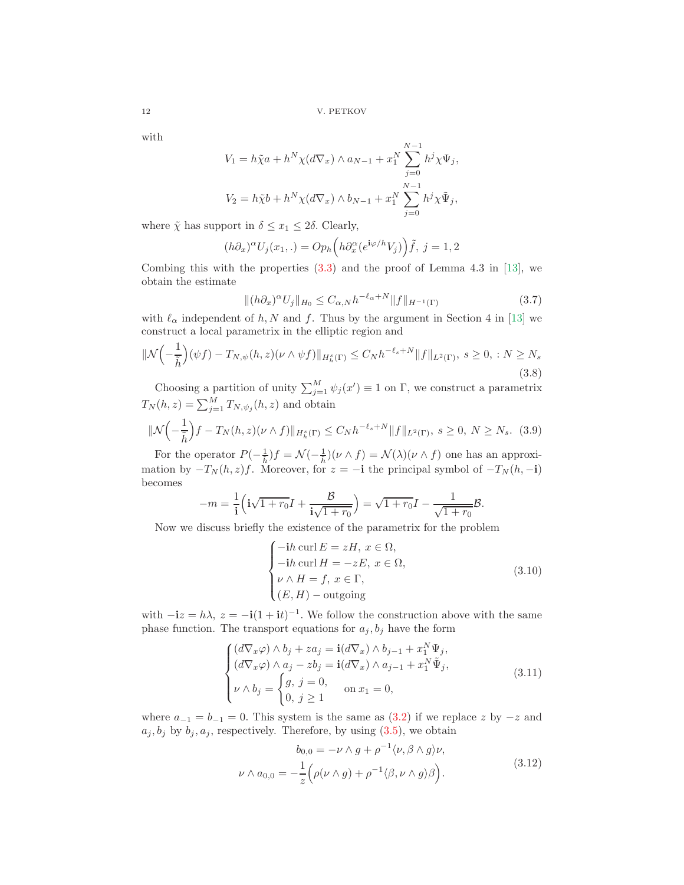with

$$V_1 = h\tilde{\chi}a + h^N \chi(d\nabla_x) \wedge a_{N-1} + x_1^N \sum_{j=0}^{N-1} h^j \chi \Psi_j,$$

$$V_2 = h\tilde{\chi}b + h^N \chi(d\nabla_x) \wedge b_{N-1} + x_1^N \sum_{j=0}^{N-1} h^j \chi \tilde{\Psi}_j,$$

where $\tilde{\chi}$ has support in $\delta \leq x_1 \leq 2\delta$. Clearly,

$$(h\partial_x)^\alpha U_j(x_1, .) = Op_h\Big(h\partial_x^\alpha (e^{\mathbf{i}\varphi/h} V_j)\Big)\tilde{f},\ j = 1, 2$$

Combing this with the properties (3.3) and the proof of Lemma 4.3 in [13], we obtain the estimate

$$\|(h\partial_x)^\alpha U_j\|_{H_0} \leq C_{\alpha,N} h^{-\ell_\alpha + N} \|f\|_{H^{-1}(\Gamma)} \tag{3.7}$$

with $\ell_\alpha$ independent of $h, N$ and $f$. Thus by the argument in Section 4 in [13] we construct a local parametrix in the elliptic region and

$$\|\mathcal{N}\Big(-\frac{1}{h}\Big)(\psi f) - T_{N,\psi}(h,z)(\nu \wedge \psi f)\|_{H_h^s(\Gamma)} \leq C_N h^{-\ell_s + N} \|f\|_{L^2(\Gamma)},\ s \geq 0,\ : N \geq N_s \tag{3.8}$$

Choosing a partition of unity $\sum_{j=1}^M \psi_j(x') \equiv 1$ on $\Gamma$, we construct a parametrix $T_N(h,z) = \sum_{j=1}^M T_{N,\psi_j}(h,z)$ and obtain

$$\|\mathcal{N}\Big(-\frac{1}{h}\Big)f - T_N(h,z)(\nu \wedge f)\|_{H_h^s(\Gamma)} \leq C_N h^{-\ell_s + N} \|f\|_{L^2(\Gamma)},\ s \geq 0,\ N \geq N_s. \tag{3.9}$$

For the operator $P(-\frac{1}{h})f = \mathcal{N}(-\frac{1}{h})(\nu \wedge f) = \mathcal{N}(\lambda)(\nu \wedge f)$ one has an approximation by $-T_N(h,z)f$. Moreover, for $z = -\mathbf{i}$ the principal symbol of $-T_N(h, -\mathbf{i})$ becomes

$$-m = \frac{1}{\mathbf{i}}\Big(\mathbf{i}\sqrt{1+r_0} I + \frac{\mathcal{B}}{\mathbf{i}\sqrt{1+r_0}}\Big) = \sqrt{1+r_0} I - \frac{1}{\sqrt{1+r_0}}\mathcal{B}.$$

Now we discuss briefly the existence of the parametrix for the problem

$$\begin{cases} -\mathbf{i}h \operatorname{curl} E = zH,\ x \in \Omega, \\ -\mathbf{i}h \operatorname{curl} H = -zE,\ x \in \Omega, \\ \nu \wedge H = f,\ x \in \Gamma, \\ (E, H) - \text{outgoing} \end{cases} \tag{3.10}$$

with $-\mathbf{i}z = h\lambda,\ z = -\mathbf{i}(1 + \mathbf{i}t)^{-1}$. We follow the construction above with the same phase function. The transport equations for $a_j, b_j$ have the form

$$\begin{cases} (d\nabla_x \varphi) \wedge b_j + z a_j = \mathbf{i}(d\nabla_x) \wedge b_{j-1} + x_1^N \Psi_j, \\ (d\nabla_x \varphi) \wedge a_j - z b_j = \mathbf{i}(d\nabla_x) \wedge a_{j-1} + x_1^N \tilde{\Psi}_j, \\ \nu \wedge b_j = \begin{cases} g,\ j = 0, \\ 0,\ j \geq 1 \end{cases} \quad \text{on } x_1 = 0, \end{cases} \tag{3.11}$$

where $a_{-1} = b_{-1} = 0$. This system is the same as (3.2) if we replace $z$ by $-z$ and $a_j, b_j$ by $b_j, a_j$, respectively. Therefore, by using (3.5), we obtain

$$\begin{aligned} b_{0,0} &= -\nu \wedge g + \rho^{-1}\langle \nu, \beta \wedge g \rangle \nu, \\ \nu \wedge a_{0,0} &= -\frac{1}{z}\Big(\rho(\nu \wedge g) + \rho^{-1}\langle \beta, \nu \wedge g \rangle \beta\Big). \end{aligned} \tag{3.12}$$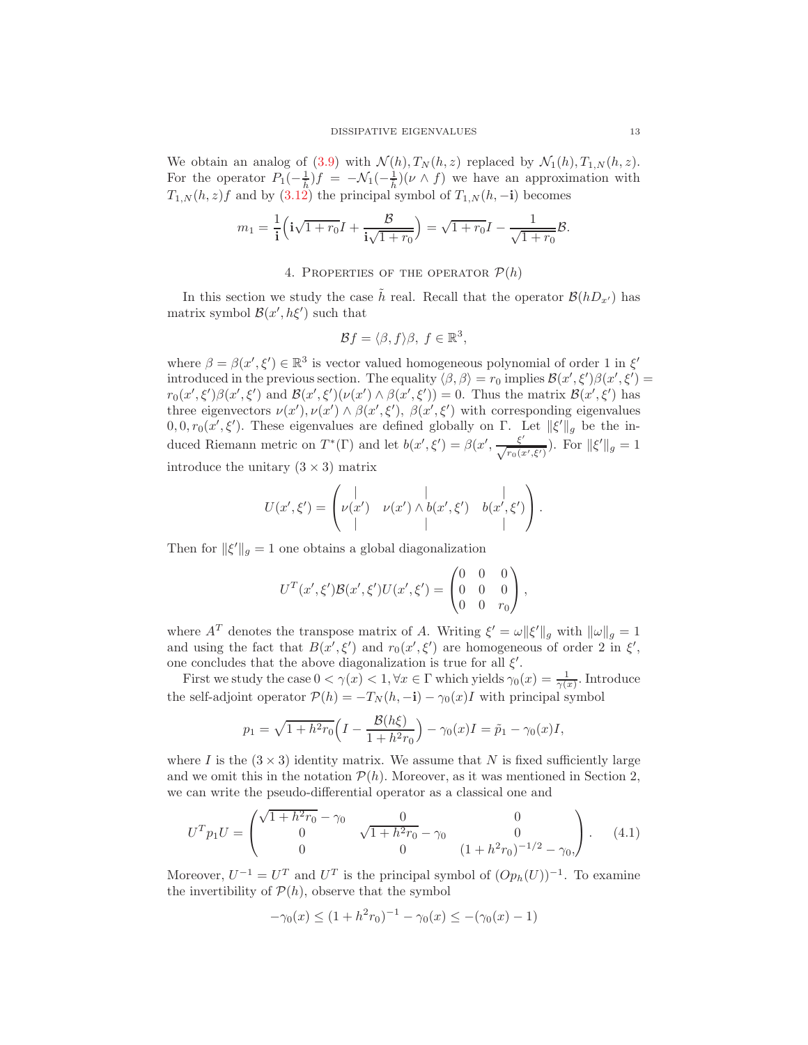We obtain an analog of (3.9) with $\mathcal{N}(h), T_N(h,z)$ replaced by $\mathcal{N}_1(h), T_{1,N}(h,z)$. For the operator $P_1(-\frac{1}{h})f = -\mathcal{N}_1(-\frac{1}{h})(\nu \wedge f)$ we have an approximation with $T_{1,N}(h,z)f$ and by (3.12) the principal symbol of $T_{1,N}(h,-\mathbf{i})$ becomes

$$m_1 = \frac{1}{\mathbf{i}}\Big(\mathbf{i}\sqrt{1+r_0}I + \frac{\mathcal{B}}{\mathbf{i}\sqrt{1+r_0}}\Big) = \sqrt{1+r_0}I - \frac{1}{\sqrt{1+r_0}}\mathcal{B}.$$

## 4. Properties of the operator $\mathcal{P}(h)$

In this section we study the case $\tilde{h}$ real. Recall that the operator $\mathcal{B}(hD_{x'})$ has matrix symbol $\mathcal{B}(x', h\xi')$ such that

$$\mathcal{B}f = \langle \beta, f\rangle \beta,\ f \in \mathbb{R}^3,$$

where $\beta = \beta(x', \xi') \in \mathbb{R}^3$ is vector valued homogeneous polynomial of order 1 in $\xi'$ introduced in the previous section. The equality $\langle \beta, \beta\rangle = r_0$ implies $\mathcal{B}(x',\xi')\beta(x',\xi') = r_0(x',\xi')\beta(x',\xi')$ and $\mathcal{B}(x',\xi')(\nu(x') \wedge \beta(x',\xi')) = 0$. Thus the matrix $\mathcal{B}(x',\xi')$ has three eigenvectors $\nu(x'), \nu(x') \wedge \beta(x',\xi'),\ \beta(x',\xi')$ with corresponding eigenvalues $0, 0, r_0(x',\xi')$. These eigenvalues are defined globally on $\Gamma$. Let $\|\xi'\|_g$ be the induced Riemann metric on $T^*(\Gamma)$ and let $b(x',\xi') = \beta(x', \frac{\xi'}{\sqrt{r_0(x',\xi')}})$. For $\|\xi'\|_g = 1$ introduce the unitary $(3 \times 3)$ matrix

$$U(x',\xi') = \begin{pmatrix} | & | & | \\ \nu(x') & \nu(x') \wedge b(x',\xi') & b(x',\xi') \\ | & | & | \end{pmatrix}.$$

Then for $\|\xi'\|_g = 1$ one obtains a global diagonalization

$$U^T(x',\xi')\mathcal{B}(x',\xi')U(x',\xi') = \begin{pmatrix} 0 & 0 & 0 \\ 0 & 0 & 0 \\ 0 & 0 & r_0 \end{pmatrix},$$

where $A^T$ denotes the transpose matrix of $A$. Writing $\xi' = \omega\|\xi'\|_g$ with $\|\omega\|_g = 1$ and using the fact that $B(x',\xi')$ and $r_0(x',\xi')$ are homogeneous of order 2 in $\xi'$, one concludes that the above diagonalization is true for all $\xi'$.

First we study the case $0 < \gamma(x) < 1, \forall x \in \Gamma$ which yields $\gamma_0(x) = \frac{1}{\gamma(x)}$. Introduce the self-adjoint operator $\mathcal{P}(h) = -T_N(h, -\mathbf{i}) - \gamma_0(x)I$ with principal symbol

$$p_1 = \sqrt{1+h^2r_0}\Big(I - \frac{\mathcal{B}(h\xi)}{1+h^2r_0}\Big) - \gamma_0(x)I = \tilde{p}_1 - \gamma_0(x)I,$$

where $I$ is the $(3 \times 3)$ identity matrix. We assume that $N$ is fixed sufficiently large and we omit this in the notation $\mathcal{P}(h)$. Moreover, as it was mentioned in Section 2, we can write the pseudo-differential operator as a classical one and

$$U^T p_1 U = \begin{pmatrix} \sqrt{1+h^2r_0} - \gamma_0 & 0 & 0 \\ 0 & \sqrt{1+h^2r_0} - \gamma_0 & 0 \\ 0 & 0 & (1+h^2r_0)^{-1/2} - \gamma_0, \end{pmatrix}. \tag{4.1}$$

Moreover, $U^{-1} = U^T$ and $U^T$ is the principal symbol of $(Op_h(U))^{-1}$. To examine the invertibility of $\mathcal{P}(h)$, observe that the symbol

$$-\gamma_0(x) \leq (1+h^2r_0)^{-1} - \gamma_0(x) \leq -(\gamma_0(x) - 1)$$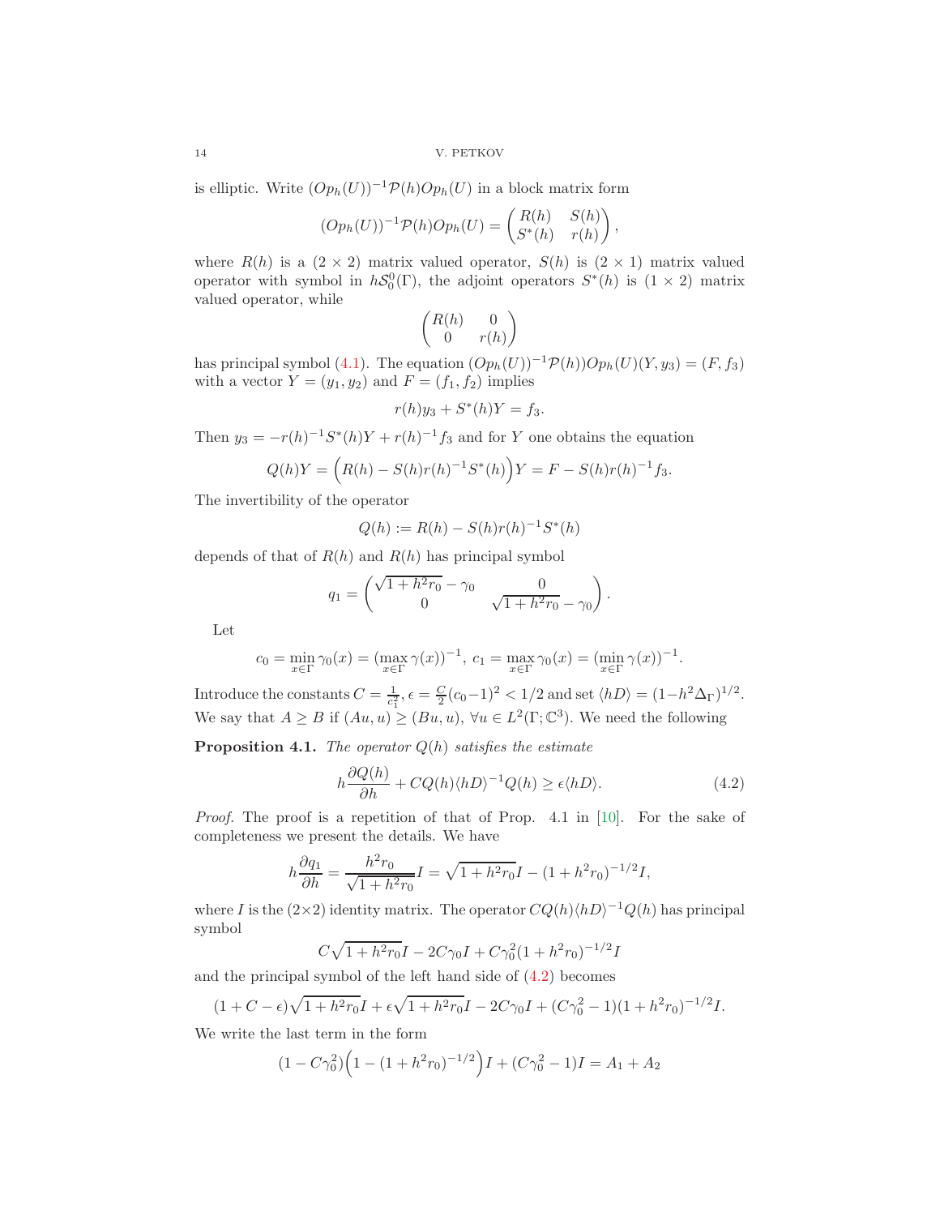is elliptic. Write $(Op_h(U))^{-1}\mathcal{P}(h)Op_h(U)$ in a block matrix form

$$(Op_h(U))^{-1}\mathcal{P}(h)Op_h(U) = \begin{pmatrix} R(h) & S(h) \\ S^*(h) & r(h) \end{pmatrix},$$

where $R(h)$ is a $(2 \times 2)$ matrix valued operator, $S(h)$ is $(2 \times 1)$ matrix valued operator with symbol in $h\mathcal{S}_0^0(\Gamma)$, the adjoint operators $S^*(h)$ is $(1 \times 2)$ matrix valued operator, while

$$\begin{pmatrix} R(h) & 0 \\ 0 & r(h) \end{pmatrix}$$

has principal symbol (4.1). The equation $(Op_h(U))^{-1}\mathcal{P}(h))Op_h(U)(Y, y_3) = (F, f_3)$ with a vector $Y = (y_1, y_2)$ and $F = (f_1, f_2)$ implies

$$r(h)y_3 + S^*(h)Y = f_3.$$

Then $y_3 = -r(h)^{-1}S^*(h)Y + r(h)^{-1}f_3$ and for $Y$ one obtains the equation

$$Q(h)Y = \Big(R(h) - S(h)r(h)^{-1}S^*(h)\Big)Y = F - S(h)r(h)^{-1}f_3.$$

The invertibility of the operator

$$Q(h) := R(h) - S(h)r(h)^{-1}S^*(h)$$

depends of that of $R(h)$ and $R(h)$ has principal symbol

$$q_1 = \begin{pmatrix} \sqrt{1 + h^2 r_0} - \gamma_0 & 0 \\ 0 & \sqrt{1 + h^2 r_0} - \gamma_0 \end{pmatrix}.$$

Let

$$c_0 = \min_{x \in \Gamma} \gamma_0(x) = (\max_{x \in \Gamma} \gamma(x))^{-1},\ c_1 = \max_{x \in \Gamma} \gamma_0(x) = (\min_{x \in \Gamma} \gamma(x))^{-1}.$$

Introduce the constants $C = \frac{1}{c_1^2}$, $\epsilon = \frac{C}{2}(c_0 - 1)^2 < 1/2$ and set $\langle hD \rangle = (1 - h^2\Delta_\Gamma)^{1/2}$. We say that $A \geq B$ if $(Au, u) \geq (Bu, u)$, $\forall u \in L^2(\Gamma; \mathbb{C}^3)$. We need the following

**Proposition 4.1.** *The operator $Q(h)$ satisfies the estimate*

$$h\frac{\partial Q(h)}{\partial h} + CQ(h)\langle hD \rangle^{-1}Q(h) \geq \epsilon \langle hD \rangle. \tag{4.2}$$

*Proof.* The proof is a repetition of that of Prop. 4.1 in [10]. For the sake of completeness we present the details. We have

$$h\frac{\partial q_1}{\partial h} = \frac{h^2 r_0}{\sqrt{1 + h^2 r_0}} I = \sqrt{1 + h^2 r_0} I - (1 + h^2 r_0)^{-1/2} I,$$

where $I$ is the $(2 \times 2)$ identity matrix. The operator $CQ(h)\langle hD \rangle^{-1}Q(h)$ has principal symbol

$$C\sqrt{1 + h^2 r_0} I - 2C\gamma_0 I + C\gamma_0^2(1 + h^2 r_0)^{-1/2} I$$

and the principal symbol of the left hand side of (4.2) becomes

$$(1 + C - \epsilon)\sqrt{1 + h^2 r_0} I + \epsilon\sqrt{1 + h^2 r_0} I - 2C\gamma_0 I + (C\gamma_0^2 - 1)(1 + h^2 r_0)^{-1/2} I.$$

We write the last term in the form

$$(1 - C\gamma_0^2)\Big(1 - (1 + h^2 r_0)^{-1/2}\Big)I + (C\gamma_0^2 - 1)I = A_1 + A_2$$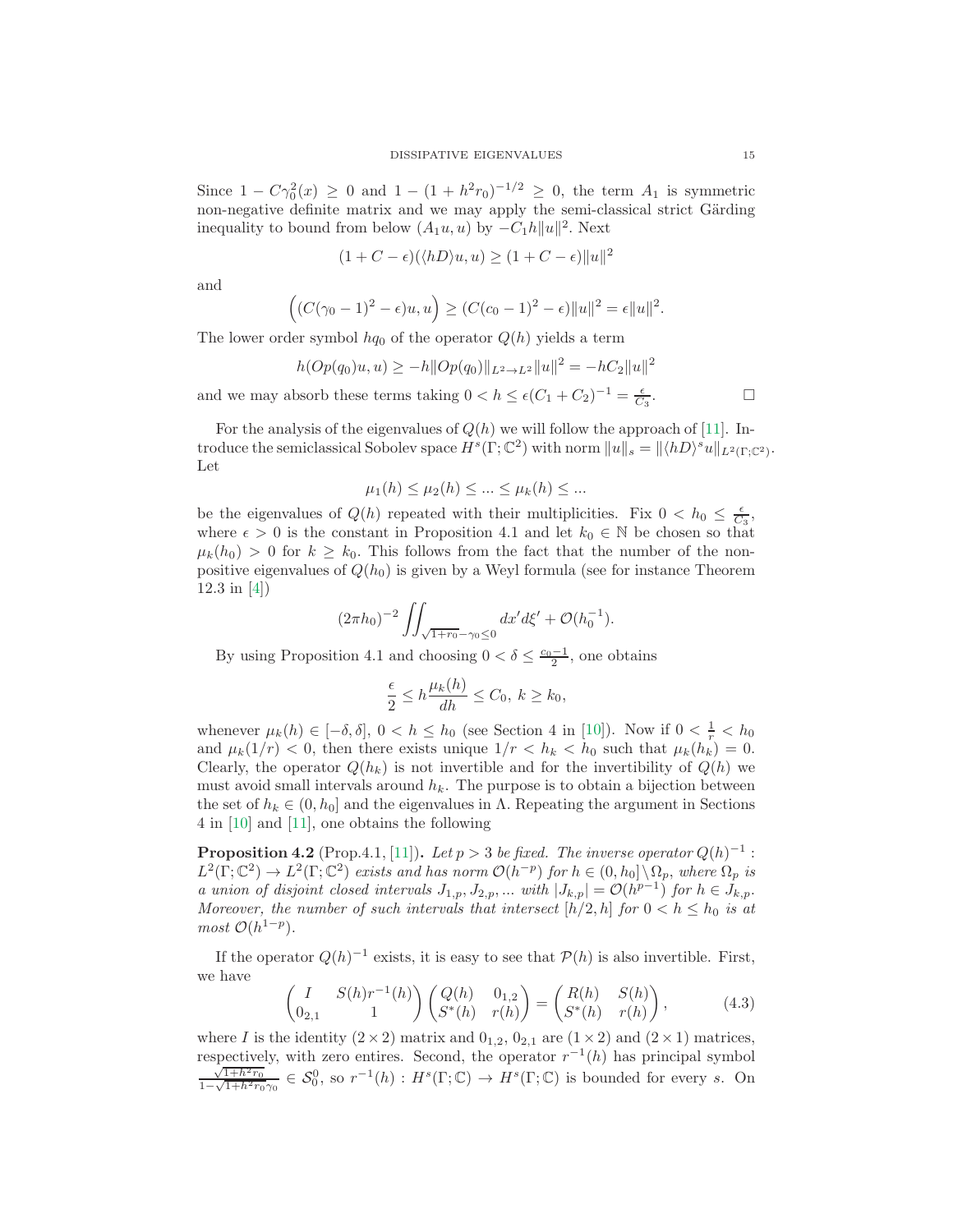Since $1 - C\gamma_0^2(x) \geq 0$ and $1 - (1 + h^2 r_0)^{-1/2} \geq 0$, the term $A_1$ is symmetric non-negative definite matrix and we may apply the semi-classical strict Gärding inequality to bound from below $(A_1 u, u)$ by $-C_1 h\|u\|^2$. Next

$$(1 + C - \epsilon)(\langle hD \rangle u, u) \geq (1 + C - \epsilon)\|u\|^2$$

and

$$\Big((C(\gamma_0 - 1)^2 - \epsilon)u, u\Big) \geq (C(c_0 - 1)^2 - \epsilon)\|u\|^2 = \epsilon\|u\|^2.$$

The lower order symbol $hq_0$ of the operator $Q(h)$ yields a term

$$h(Op(q_0)u, u) \geq -h\|Op(q_0)\|_{L^2 \to L^2}\|u\|^2 = -hC_2\|u\|^2$$

and we may absorb these terms taking $0 < h \leq \epsilon(C_1 + C_2)^{-1} = \frac{\epsilon}{C_3}$. □

For the analysis of the eigenvalues of $Q(h)$ we will follow the approach of [11]. Introduce the semiclassical Sobolev space $H^s(\Gamma; \mathbb{C}^2)$ with norm $\|u\|_s = \|\langle hD \rangle^s u\|_{L^2(\Gamma;\mathbb{C}^2)}$. Let

$$\mu_1(h) \leq \mu_2(h) \leq \ldots \leq \mu_k(h) \leq \ldots$$

be the eigenvalues of $Q(h)$ repeated with their multiplicities. Fix $0 < h_0 \leq \frac{\epsilon}{C_3}$, where $\epsilon > 0$ is the constant in Proposition 4.1 and let $k_0 \in \mathbb{N}$ be chosen so that $\mu_k(h_0) > 0$ for $k \geq k_0$. This follows from the fact that the number of the non-positive eigenvalues of $Q(h_0)$ is given by a Weyl formula (see for instance Theorem 12.3 in [4])

$$(2\pi h_0)^{-2} \iint_{\sqrt{1+r_0} - \gamma_0 \leq 0} dx' d\xi' + \mathcal{O}(h_0^{-1}).$$

By using Proposition 4.1 and choosing $0 < \delta \leq \frac{c_0 - 1}{2}$, one obtains

$$\frac{\epsilon}{2} \leq h\frac{\mu_k(h)}{dh} \leq C_0,\ k \geq k_0,$$

whenever $\mu_k(h) \in [-\delta, \delta]$, $0 < h \leq h_0$ (see Section 4 in [10]). Now if $0 < \frac{1}{r} < h_0$ and $\mu_k(1/r) < 0$, then there exists unique $1/r < h_k < h_0$ such that $\mu_k(h_k) = 0$. Clearly, the operator $Q(h_k)$ is not invertible and for the invertibility of $Q(h)$ we must avoid small intervals around $h_k$. The purpose is to obtain a bijection between the set of $h_k \in (0, h_0]$ and the eigenvalues in $\Lambda$. Repeating the argument in Sections 4 in [10] and [11], one obtains the following

**Proposition 4.2** (Prop.4.1, [11])**.** *Let $p > 3$ be fixed. The inverse operator $Q(h)^{-1} : L^2(\Gamma; \mathbb{C}^2) \to L^2(\Gamma; \mathbb{C}^2)$ exists and has norm $\mathcal{O}(h^{-p})$ for $h \in (0, h_0] \setminus \Omega_p$, where $\Omega_p$ is a union of disjoint closed intervals $J_{1,p}, J_{2,p}, \ldots$ with $|J_{k,p}| = \mathcal{O}(h^{p-1})$ for $h \in J_{k,p}$. Moreover, the number of such intervals that intersect $[h/2, h]$ for $0 < h \leq h_0$ is at most $\mathcal{O}(h^{1-p})$.*

If the operator $Q(h)^{-1}$ exists, it is easy to see that $\mathcal{P}(h)$ is also invertible. First, we have

$$\begin{pmatrix} I & S(h)r^{-1}(h) \\ 0_{2,1} & 1 \end{pmatrix} \begin{pmatrix} Q(h) & 0_{1,2} \\ S^*(h) & r(h) \end{pmatrix} = \begin{pmatrix} R(h) & S(h) \\ S^*(h) & r(h) \end{pmatrix}, \tag{4.3}$$

where $I$ is the identity $(2 \times 2)$ matrix and $0_{1,2}$, $0_{2,1}$ are $(1 \times 2)$ and $(2 \times 1)$ matrices, respectively, with zero entires. Second, the operator $r^{-1}(h)$ has principal symbol $\frac{\sqrt{1+h^2 r_0}}{1 - \sqrt{1+h^2 r_0}\gamma_0} \in \mathcal{S}_0^0$, so $r^{-1}(h) : H^s(\Gamma; \mathbb{C}) \to H^s(\Gamma; \mathbb{C})$ is bounded for every $s$. On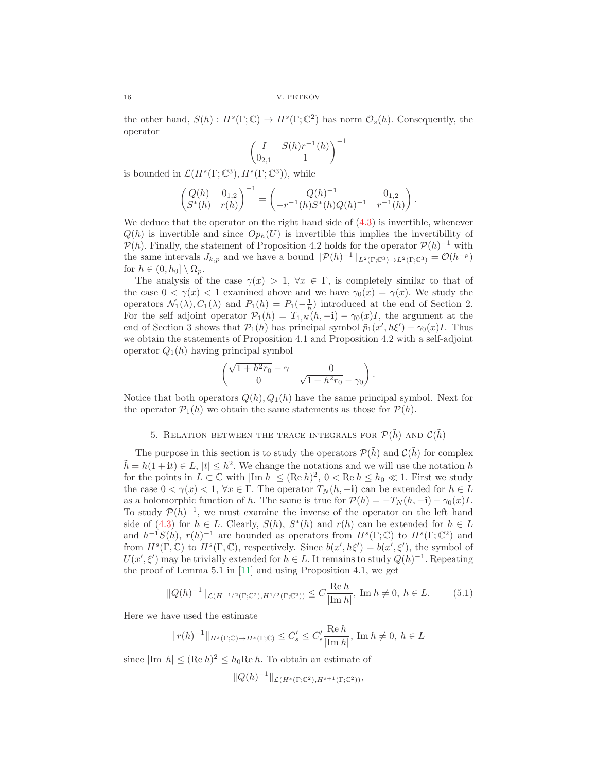the other hand, $S(h) : H^s(\Gamma;\mathbb{C}) \to H^s(\Gamma;\mathbb{C}^2)$ has norm $\mathcal{O}_s(h)$. Consequently, the operator

$$\begin{pmatrix} I & S(h)r^{-1}(h) \\ 0_{2,1} & 1 \end{pmatrix}^{-1}$$

is bounded in $\mathcal{L}(H^s(\Gamma;\mathbb{C}^3), H^s(\Gamma;\mathbb{C}^3))$, while

$$\begin{pmatrix} Q(h) & 0_{1,2} \\ S^*(h) & r(h) \end{pmatrix}^{-1} = \begin{pmatrix} Q(h)^{-1} & 0_{1,2} \\ -r^{-1}(h)S^*(h)Q(h)^{-1} & r^{-1}(h) \end{pmatrix}.$$

We deduce that the operator on the right hand side of (4.3) is invertible, whenever $Q(h)$ is invertible and since $Op_h(U)$ is invertible this implies the invertibility of $\mathcal{P}(h)$. Finally, the statement of Proposition 4.2 holds for the operator $\mathcal{P}(h)^{-1}$ with the same intervals $J_{k,p}$ and we have a bound $\|\mathcal{P}(h)^{-1}\|_{L^2(\Gamma;\mathbb{C}^3)\to L^2(\Gamma;\mathbb{C}^3)} = \mathcal{O}(h^{-p})$ for $h \in (0, h_0] \setminus \Omega_p$.

The analysis of the case $\gamma(x) > 1$, $\forall x \in \Gamma$, is completely similar to that of the case $0 < \gamma(x) < 1$ examined above and we have $\gamma_0(x) = \gamma(x)$. We study the operators $\mathcal{N}_1(\lambda), C_1(\lambda)$ and $P_1(h) = P_1(-\frac{1}{h})$ introduced at the end of Section 2. For the self adjoint operator $\mathcal{P}_1(h) = T_{1,N}(h, -\mathbf{i}) - \gamma_0(x)I$, the argument at the end of Section 3 shows that $\mathcal{P}_1(h)$ has principal symbol $\tilde{p}_1(x', h\xi') - \gamma_0(x)I$. Thus we obtain the statements of Proposition 4.1 and Proposition 4.2 with a self-adjoint operator $Q_1(h)$ having principal symbol

$$\begin{pmatrix} \sqrt{1+h^2r_0} - \gamma & 0 \\ 0 & \sqrt{1+h^2r_0} - \gamma_0 \end{pmatrix}.$$

Notice that both operators $Q(h), Q_1(h)$ have the same principal symbol. Next for the operator $\mathcal{P}_1(h)$ we obtain the same statements as those for $\mathcal{P}(h)$.

## 5. Relation between the trace integrals for $\mathcal{P}(\tilde{h})$ and $\mathcal{C}(\tilde{h})$

The purpose in this section is to study the operators $\mathcal{P}(\tilde{h})$ and $\mathcal{C}(\tilde{h})$ for complex $\tilde{h} = h(1+\mathbf{i}t) \in L$, $|t| \le h^2$. We change the notations and we will use the notation $h$ for the points in $L \subset \mathbb{C}$ with $|\mathrm{Im}\, h| \le (\mathrm{Re}\, h)^2$, $0 < \mathrm{Re}\, h \le h_0 \ll 1$. First we study the case $0 < \gamma(x) < 1$, $\forall x \in \Gamma$. The operator $T_N(h, -\mathbf{i})$ can be extended for $h \in L$ as a holomorphic function of $h$. The same is true for $\mathcal{P}(h) = -T_N(h, -\mathbf{i}) - \gamma_0(x)I$. To study $\mathcal{P}(h)^{-1}$, we must examine the inverse of the operator on the left hand side of (4.3) for $h \in L$. Clearly, $S(h)$, $S^*(h)$ and $r(h)$ can be extended for $h \in L$ and $h^{-1}S(h)$, $r(h)^{-1}$ are bounded as operators from $H^s(\Gamma;\mathbb{C})$ to $H^s(\Gamma;\mathbb{C}^2)$ and from $H^s(\Gamma, \mathbb{C})$ to $H^s(\Gamma, \mathbb{C})$, respectively. Since $b(x', h\xi') = b(x', \xi')$, the symbol of $U(x', \xi')$ may be trivially extended for $h \in L$. It remains to study $Q(h)^{-1}$. Repeating the proof of Lemma 5.1 in [11] and using Proposition 4.1, we get

$$\|Q(h)^{-1}\|_{\mathcal{L}(H^{-1/2}(\Gamma;\mathbb{C}^2), H^{1/2}(\Gamma;\mathbb{C}^2))} \le C\frac{\mathrm{Re}\, h}{|\mathrm{Im}\, h|},\ \mathrm{Im}\, h \neq 0,\ h \in L. \tag{5.1}$$

Here we have used the estimate

$$\|r(h)^{-1}\|_{H^s(\Gamma;\mathbb{C})\to H^s(\Gamma;\mathbb{C})} \le C'_s \le C'_s\frac{\mathrm{Re}\, h}{|\mathrm{Im}\, h|},\ \mathrm{Im}\, h \neq 0,\ h \in L$$

since $|\mathrm{Im}\ h| \le (\mathrm{Re}\, h)^2 \le h_0 \mathrm{Re}\, h$. To obtain an estimate of

$$\|Q(h)^{-1}\|_{\mathcal{L}(H^s(\Gamma;\mathbb{C}^2), H^{s+1}(\Gamma;\mathbb{C}^2))},$$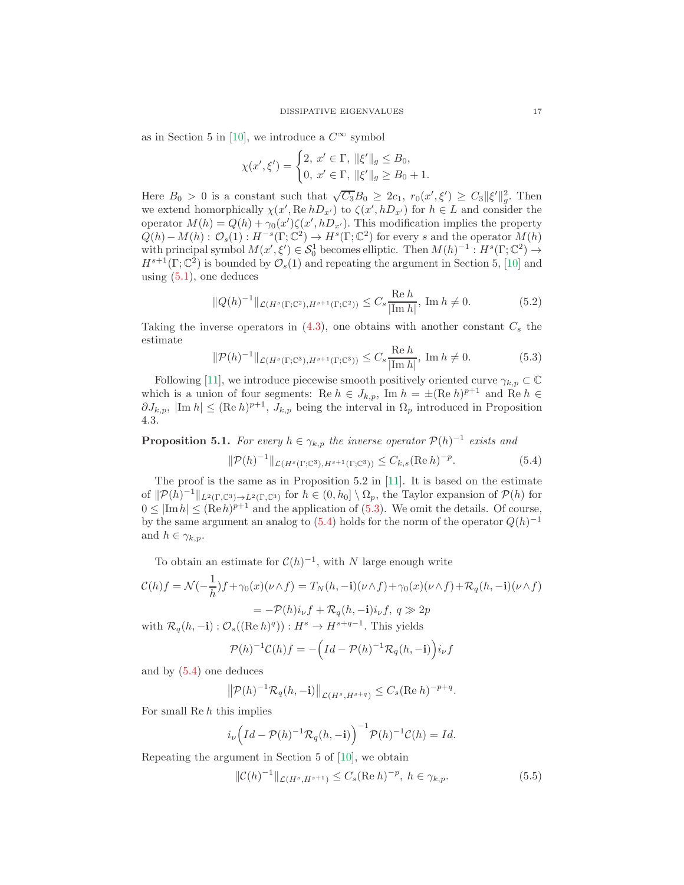as in Section 5 in [10], we introduce a $C^\infty$ symbol

$$\chi(x', \xi') = \begin{cases} 2, \; x' \in \Gamma, \; \|\xi'\|_g \leq B_0, \\ 0, \; x' \in \Gamma, \; \|\xi'\|_g \geq B_0 + 1. \end{cases}$$

Here $B_0 > 0$ is a constant such that $\sqrt{C_3}B_0 \geq 2c_1$, $r_0(x', \xi') \geq C_3\|\xi'\|_g^2$. Then we extend homorphically $\chi(x', \operatorname{Re} hD_{x'})$ to $\zeta(x', hD_{x'})$ for $h \in L$ and consider the operator $M(h) = Q(h) + \gamma_0(x')\zeta(x', hD_{x'})$. This modification implies the property $Q(h) - M(h) : \mathcal{O}_s(1) : H^{-s}(\Gamma; \mathbb{C}^2) \to H^s(\Gamma; \mathbb{C}^2)$ for every $s$ and the operator $M(h)$ with principal symbol $M(x', \xi') \in \mathcal{S}_0^1$ becomes elliptic. Then $M(h)^{-1} : H^s(\Gamma; \mathbb{C}^2) \to H^{s+1}(\Gamma; \mathbb{C}^2)$ is bounded by $\mathcal{O}_s(1)$ and repeating the argument in Section 5, [10] and using (5.1), one deduces

$$\|Q(h)^{-1}\|_{\mathcal{L}(H^s(\Gamma;\mathbb{C}^2), H^{s+1}(\Gamma;\mathbb{C}^2))} \leq C_s \frac{\operatorname{Re} h}{|\operatorname{Im} h|}, \; \operatorname{Im} h \neq 0. \tag{5.2}$$

Taking the inverse operators in (4.3), one obtains with another constant $C_s$ the estimate

$$\|\mathcal{P}(h)^{-1}\|_{\mathcal{L}(H^s(\Gamma;\mathbb{C}^3), H^{s+1}(\Gamma;\mathbb{C}^3))} \leq C_s \frac{\operatorname{Re} h}{|\operatorname{Im} h|}, \; \operatorname{Im} h \neq 0. \tag{5.3}$$

Following [11], we introduce piecewise smooth positively oriented curve $\gamma_{k,p} \subset \mathbb{C}$ which is a union of four segments: $\operatorname{Re} h \in J_{k,p}$, $\operatorname{Im} h = \pm(\operatorname{Re} h)^{p+1}$ and $\operatorname{Re} h \in \partial J_{k,p}$, $|\operatorname{Im} h| \leq (\operatorname{Re} h)^{p+1}$, $J_{k,p}$ being the interval in $\Omega_p$ introduced in Proposition 4.3.

**Proposition 5.1.** *For every $h \in \gamma_{k,p}$ the inverse operator $\mathcal{P}(h)^{-1}$ exists and*

$$\|\mathcal{P}(h)^{-1}\|_{\mathcal{L}(H^s(\Gamma;\mathbb{C}^3), H^{s+1}(\Gamma;\mathbb{C}^3))} \leq C_{k,s}(\operatorname{Re} h)^{-p}. \tag{5.4}$$

The proof is the same as in Proposition 5.2 in [11]. It is based on the estimate of $\|\mathcal{P}(h)^{-1}\|_{L^2(\Gamma,\mathbb{C}^3) \to L^2(\Gamma,\mathbb{C}^3)}$ for $h \in (0, h_0] \setminus \Omega_p$, the Taylor expansion of $\mathcal{P}(h)$ for $0 \leq |\operatorname{Im} h| \leq (\operatorname{Re} h)^{p+1}$ and the application of (5.3). We omit the details. Of course, by the same argument an analog to (5.4) holds for the norm of the operator $Q(h)^{-1}$ and $h \in \gamma_{k,p}$.

To obtain an estimate for $\mathcal{C}(h)^{-1}$, with $N$ large enough write

$$\mathcal{C}(h)f = \mathcal{N}(-\frac{1}{h})f + \gamma_0(x)(\nu \wedge f) = T_N(h, -\mathbf{i})(\nu \wedge f) + \gamma_0(x)(\nu \wedge f) + \mathcal{R}_q(h, -\mathbf{i})(\nu \wedge f)$$
$$= -\mathcal{P}(h)i_\nu f + \mathcal{R}_q(h, -\mathbf{i})i_\nu f, \; q \gg 2p$$

with $\mathcal{R}_q(h, -\mathbf{i}) : \mathcal{O}_s((\operatorname{Re} h)^q)) : H^s \to H^{s+q-1}$. This yields

$$\mathcal{P}(h)^{-1}\mathcal{C}(h)f = -\Big(Id - \mathcal{P}(h)^{-1}\mathcal{R}_q(h, -\mathbf{i})\Big)i_\nu f$$

and by (5.4) one deduces

$$\big\|\mathcal{P}(h)^{-1}\mathcal{R}_q(h, -\mathbf{i})\big\|_{\mathcal{L}(H^s, H^{s+q})} \leq C_s(\operatorname{Re} h)^{-p+q}.$$

For small $\operatorname{Re} h$ this implies

$$i_\nu\Big(Id - \mathcal{P}(h)^{-1}\mathcal{R}_q(h, -\mathbf{i})\Big)^{-1}\mathcal{P}(h)^{-1}\mathcal{C}(h) = Id.$$

Repeating the argument in Section 5 of [10], we obtain

$$\|\mathcal{C}(h)^{-1}\|_{\mathcal{L}(H^s, H^{s+1})} \leq C_s(\operatorname{Re} h)^{-p}, \; h \in \gamma_{k,p}. \tag{5.5}$$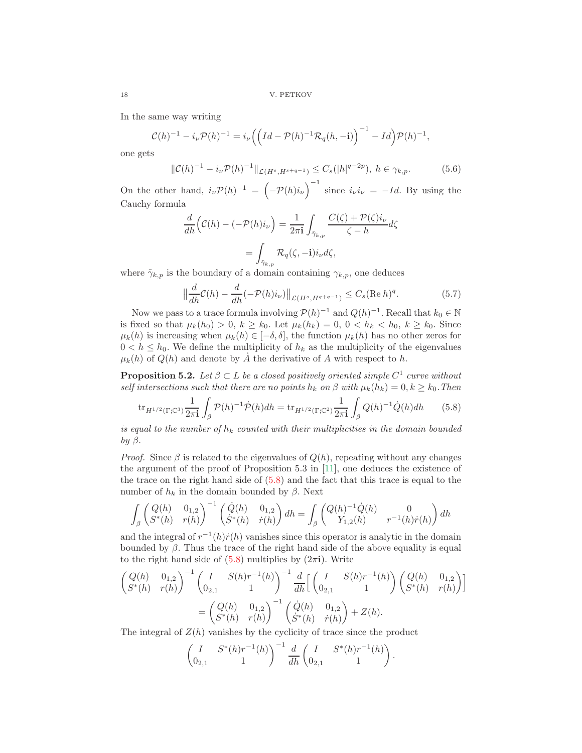In the same way writing

$$\mathcal{C}(h)^{-1} - i_\nu \mathcal{P}(h)^{-1} = i_\nu\Big(\Big(Id - \mathcal{P}(h)^{-1}\mathcal{R}_q(h, -\mathbf{i})\Big)^{-1} - Id\Big)\mathcal{P}(h)^{-1},$$

one gets

$$\|\mathcal{C}(h)^{-1} - i_\nu \mathcal{P}(h)^{-1}\|_{\mathcal{L}(H^s, H^{s+q-1})} \leq C_s(|h|^{q-2p}),\ h \in \gamma_{k,p}. \tag{5.6}$$

On the other hand, $i_\nu \mathcal{P}(h)^{-1} = \Big(-\mathcal{P}(h) i_\nu\Big)^{-1}$ since $i_\nu i_\nu = -Id$. By using the Cauchy formula

$$\begin{aligned}\frac{d}{dh}\Big(\mathcal{C}(h) - (-\mathcal{P}(h) i_\nu\Big) &= \frac{1}{2\pi \mathbf{i}} \int_{\tilde{\gamma}_{k,p}} \frac{C(\zeta) + \mathcal{P}(\zeta) i_\nu}{\zeta - h} d\zeta \\ &= \int_{\tilde{\gamma}_{k,p}} \mathcal{R}_q(\zeta, -\mathbf{i}) i_\nu d\zeta,\end{aligned}$$

where $\tilde{\gamma}_{k,p}$ is the boundary of a domain containing $\gamma_{k,p}$, one deduces

$$\big\|\frac{d}{dh}\mathcal{C}(h) - \frac{d}{dh}(-\mathcal{P}(h) i_\nu)\big\|_{\mathcal{L}(H^s, H^{q+q-1})} \leq C_s(\mathrm{Re}\, h)^q. \tag{5.7}$$

Now we pass to a trace formula involving $\mathcal{P}(h)^{-1}$ and $Q(h)^{-1}$. Recall that $k_0 \in \mathbb{N}$ is fixed so that $\mu_k(h_0) > 0,\ k \geq k_0$. Let $\mu_k(h_k) = 0,\ 0 < h_k < h_0,\ k \geq k_0$. Since $\mu_k(h)$ is increasing when $\mu_k(h) \in [-\delta, \delta]$, the function $\mu_k(h)$ has no other zeros for $0 < h \leq h_0$. We define the multiplicity of $h_k$ as the multiplicity of the eigenvalues $\mu_k(h)$ of $Q(h)$ and denote by $\dot{A}$ the derivative of $A$ with respect to $h$.

**Proposition 5.2.** *Let $\beta \subset L$ be a closed positively oriented simple $C^1$ curve without self intersections such that there are no points $h_k$ on $\beta$ with $\mu_k(h_k) = 0, k \geq k_0$. Then*

$$\mathrm{tr}_{H^{1/2}(\Gamma;\mathbb{C}^3)} \frac{1}{2\pi \mathbf{i}} \int_\beta \mathcal{P}(h)^{-1}\dot{\mathcal{P}}(h) dh = \mathrm{tr}_{H^{1/2}(\Gamma;\mathbb{C}^2)} \frac{1}{2\pi \mathbf{i}} \int_\beta Q(h)^{-1}\dot{Q}(h) dh \tag{5.8}$$

*is equal to the number of $h_k$ counted with their multiplicities in the domain bounded by $\beta$.*

*Proof.* Since $\beta$ is related to the eigenvalues of $Q(h)$, repeating without any changes the argument of the proof of Proposition 5.3 in [11], one deduces the existence of the trace on the right hand side of (5.8) and the fact that this trace is equal to the number of $h_k$ in the domain bounded by $\beta$. Next

$$\int_\beta \begin{pmatrix} Q(h) & 0_{1,2} \\ S^*(h) & r(h)\end{pmatrix}^{-1} \begin{pmatrix} \dot{Q}(h) & 0_{1,2} \\ \dot{S}^*(h) & \dot{r}(h)\end{pmatrix} dh = \int_\beta \begin{pmatrix} Q(h)^{-1}\dot{Q}(h) & 0 \\ Y_{1,2}(h) & r^{-1}(h)\dot{r}(h)\end{pmatrix} dh$$

and the integral of $r^{-1}(h)\dot{r}(h)$ vanishes since this operator is analytic in the domain bounded by $\beta$. Thus the trace of the right hand side of the above equality is equal to the right hand side of (5.8) multiplies by $(2\pi\mathbf{i})$. Write

$$\begin{aligned}&\begin{pmatrix} Q(h) & 0_{1,2} \\ S^*(h) & r(h)\end{pmatrix}^{-1} \begin{pmatrix} I & S(h)r^{-1}(h) \\ 0_{2,1} & 1\end{pmatrix}^{-1} \frac{d}{dh}\Big[\begin{pmatrix} I & S(h)r^{-1}(h) \\ 0_{2,1} & 1\end{pmatrix} \begin{pmatrix} Q(h) & 0_{1,2} \\ S^*(h) & r(h)\end{pmatrix}\Big] \\ &\qquad = \begin{pmatrix} Q(h) & 0_{1,2} \\ S^*(h) & r(h)\end{pmatrix}^{-1} \begin{pmatrix} \dot{Q}(h) & 0_{1,2} \\ \dot{S}^*(h) & \dot{r}(h)\end{pmatrix} + Z(h).\end{aligned}$$

The integral of $Z(h)$ vanishes by the cyclicity of trace since the product

$$\begin{pmatrix} I & S^*(h)r^{-1}(h) \\ 0_{2,1} & 1\end{pmatrix}^{-1} \frac{d}{dh} \begin{pmatrix} I & S^*(h)r^{-1}(h) \\ 0_{2,1} & 1\end{pmatrix}.$$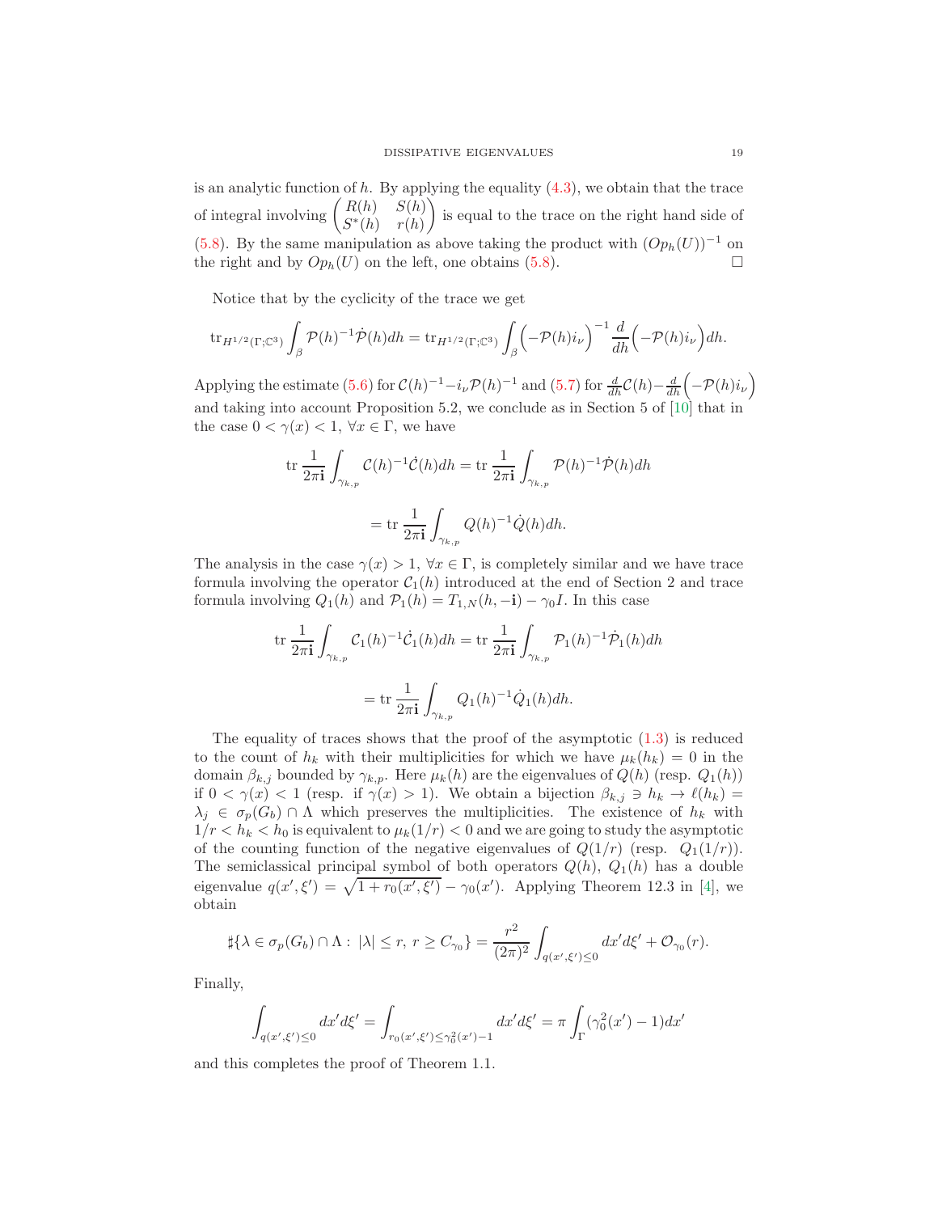is an analytic function of $h$. By applying the equality (4.3), we obtain that the trace of integral involving $\begin{pmatrix} R(h) & S(h) \\ S^*(h) & r(h) \end{pmatrix}$ is equal to the trace on the right hand side of (5.8). By the same manipulation as above taking the product with $(Op_h(U))^{-1}$ on the right and by $Op_h(U)$ on the left, one obtains (5.8). □

Notice that by the cyclicity of the trace we get

$$\mathrm{tr}_{H^{1/2}(\Gamma;\mathbb{C}^3)} \int_\beta \mathcal{P}(h)^{-1}\dot{\mathcal{P}}(h)dh = \mathrm{tr}_{H^{1/2}(\Gamma;\mathbb{C}^3)} \int_\beta \Big(-\mathcal{P}(h)i_\nu\Big)^{-1} \frac{d}{dh}\Big(-\mathcal{P}(h)i_\nu\Big)dh.$$

Applying the estimate (5.6) for $\mathcal{C}(h)^{-1} - i_\nu \mathcal{P}(h)^{-1}$ and (5.7) for $\frac{d}{dh}\mathcal{C}(h) - \frac{d}{dh}\Big(-\mathcal{P}(h)i_\nu\Big)$ and taking into account Proposition 5.2, we conclude as in Section 5 of [10] that in the case $0 < \gamma(x) < 1$, $\forall x \in \Gamma$, we have

$$\mathrm{tr}\, \frac{1}{2\pi \mathbf{i}} \int_{\gamma_{k,p}} \mathcal{C}(h)^{-1}\dot{\mathcal{C}}(h)dh = \mathrm{tr}\, \frac{1}{2\pi \mathbf{i}} \int_{\gamma_{k,p}} \mathcal{P}(h)^{-1}\dot{\mathcal{P}}(h)dh$$

$$= \mathrm{tr}\, \frac{1}{2\pi \mathbf{i}} \int_{\gamma_{k,p}} Q(h)^{-1}\dot{Q}(h)dh.$$

The analysis in the case $\gamma(x) > 1$, $\forall x \in \Gamma$, is completely similar and we have trace formula involving the operator $\mathcal{C}_1(h)$ introduced at the end of Section 2 and trace formula involving $Q_1(h)$ and $\mathcal{P}_1(h) = T_{1,N}(h, -\mathbf{i}) - \gamma_0 I$. In this case

$$\mathrm{tr}\, \frac{1}{2\pi \mathbf{i}} \int_{\gamma_{k,p}} \mathcal{C}_1(h)^{-1}\dot{\mathcal{C}}_1(h)dh = \mathrm{tr}\, \frac{1}{2\pi \mathbf{i}} \int_{\gamma_{k,p}} \mathcal{P}_1(h)^{-1}\dot{\mathcal{P}}_1(h)dh$$

$$= \mathrm{tr}\, \frac{1}{2\pi \mathbf{i}} \int_{\gamma_{k,p}} Q_1(h)^{-1}\dot{Q}_1(h)dh.$$

The equality of traces shows that the proof of the asymptotic (1.3) is reduced to the count of $h_k$ with their multiplicities for which we have $\mu_k(h_k) = 0$ in the domain $\beta_{k,j}$ bounded by $\gamma_{k,p}$. Here $\mu_k(h)$ are the eigenvalues of $Q(h)$ (resp. $Q_1(h)$) if $0 < \gamma(x) < 1$ (resp. if $\gamma(x) > 1$). We obtain a bijection $\beta_{k,j} \ni h_k \to \ell(h_k) = \lambda_j \in \sigma_p(G_b) \cap \Lambda$ which preserves the multiplicities. The existence of $h_k$ with $1/r < h_k < h_0$ is equivalent to $\mu_k(1/r) < 0$ and we are going to study the asymptotic of the counting function of the negative eigenvalues of $Q(1/r)$ (resp. $Q_1(1/r)$). The semiclassical principal symbol of both operators $Q(h)$, $Q_1(h)$ has a double eigenvalue $q(x', \xi') = \sqrt{1 + r_0(x', \xi')} - \gamma_0(x')$. Applying Theorem 12.3 in [4], we obtain

$$\sharp\{\lambda \in \sigma_p(G_b) \cap \Lambda : \, |\lambda| \leq r, \, r \geq C_{\gamma_0}\} = \frac{r^2}{(2\pi)^2} \int_{q(x',\xi') \leq 0} dx'd\xi' + \mathcal{O}_{\gamma_0}(r).$$

Finally,

$$\int_{q(x',\xi')\leq 0} dx'd\xi' = \int_{r_0(x',\xi') \leq \gamma_0^2(x') - 1} dx'd\xi' = \pi \int_\Gamma (\gamma_0^2(x') - 1)dx'$$

and this completes the proof of Theorem 1.1.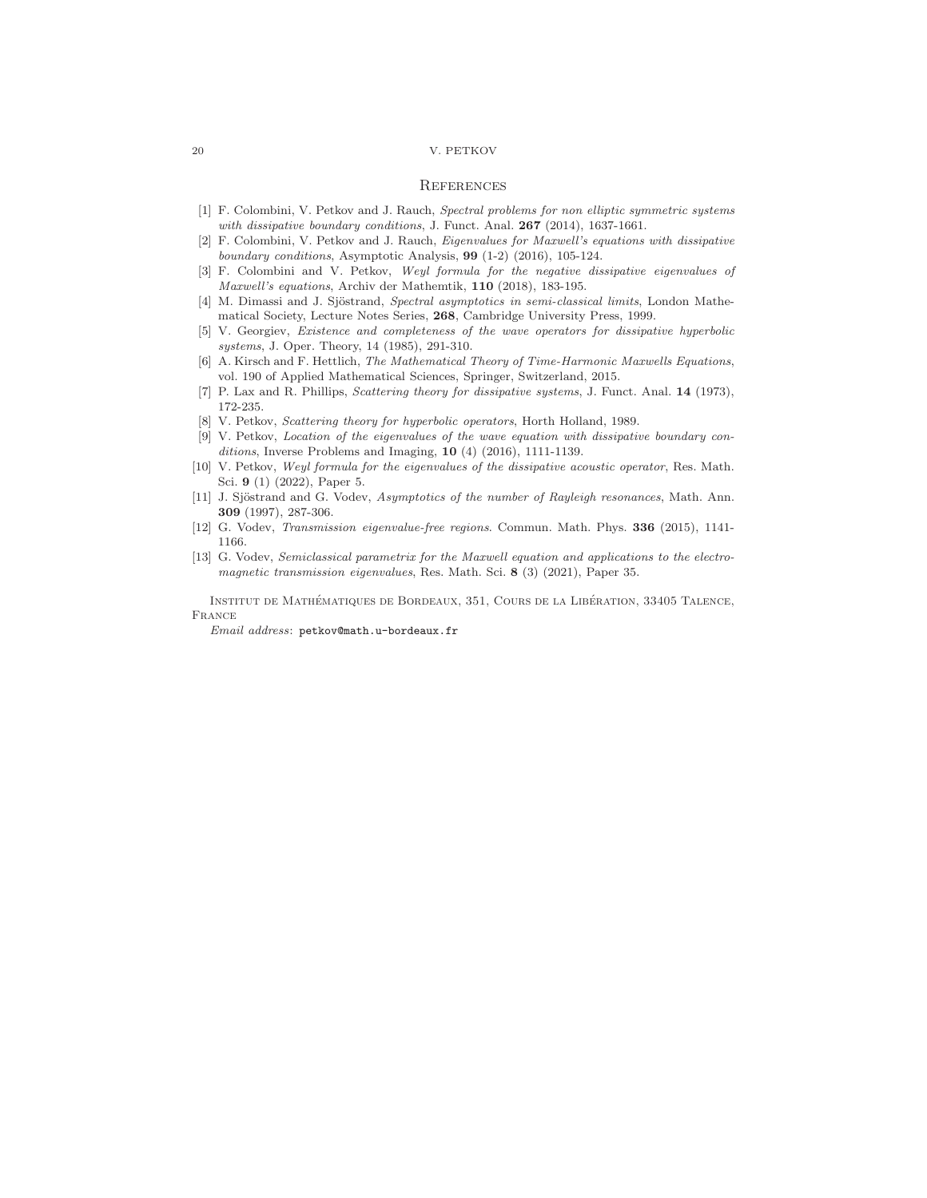## References

[1] F. Colombini, V. Petkov and J. Rauch, *Spectral problems for non elliptic symmetric systems with dissipative boundary conditions*, J. Funct. Anal. **267** (2014), 1637-1661.

[2] F. Colombini, V. Petkov and J. Rauch, *Eigenvalues for Maxwell's equations with dissipative boundary conditions*, Asymptotic Analysis, **99** (1-2) (2016), 105-124.

[3] F. Colombini and V. Petkov, *Weyl formula for the negative dissipative eigenvalues of Maxwell's equations*, Archiv der Mathemtik, **110** (2018), 183-195.

[4] M. Dimassi and J. Sjöstrand, *Spectral asymptotics in semi-classical limits*, London Mathematical Society, Lecture Notes Series, **268**, Cambridge University Press, 1999.

[5] V. Georgiev, *Existence and completeness of the wave operators for dissipative hyperbolic systems*, J. Oper. Theory, 14 (1985), 291-310.

[6] A. Kirsch and F. Hettlich, *The Mathematical Theory of Time-Harmonic Maxwells Equations*, vol. 190 of Applied Mathematical Sciences, Springer, Switzerland, 2015.

[7] P. Lax and R. Phillips, *Scattering theory for dissipative systems*, J. Funct. Anal. **14** (1973), 172-235.

[8] V. Petkov, *Scattering theory for hyperbolic operators*, Horth Holland, 1989.

[9] V. Petkov, *Location of the eigenvalues of the wave equation with dissipative boundary conditions*, Inverse Problems and Imaging, **10** (4) (2016), 1111-1139.

[10] V. Petkov, *Weyl formula for the eigenvalues of the dissipative acoustic operator*, Res. Math. Sci. **9** (1) (2022), Paper 5.

[11] J. Sjöstrand and G. Vodev, *Asymptotics of the number of Rayleigh resonances*, Math. Ann. **309** (1997), 287-306.

[12] G. Vodev, *Transmission eigenvalue-free regions*. Commun. Math. Phys. **336** (2015), 1141-1166.

[13] G. Vodev, *Semiclassical parametrix for the Maxwell equation and applications to the electromagnetic transmission eigenvalues*, Res. Math. Sci. **8** (3) (2021), Paper 35.

Institut de Mathématiques de Bordeaux, 351, Cours de la Libération, 33405 Talence, France

*Email address*: petkov@math.u-bordeaux.fr